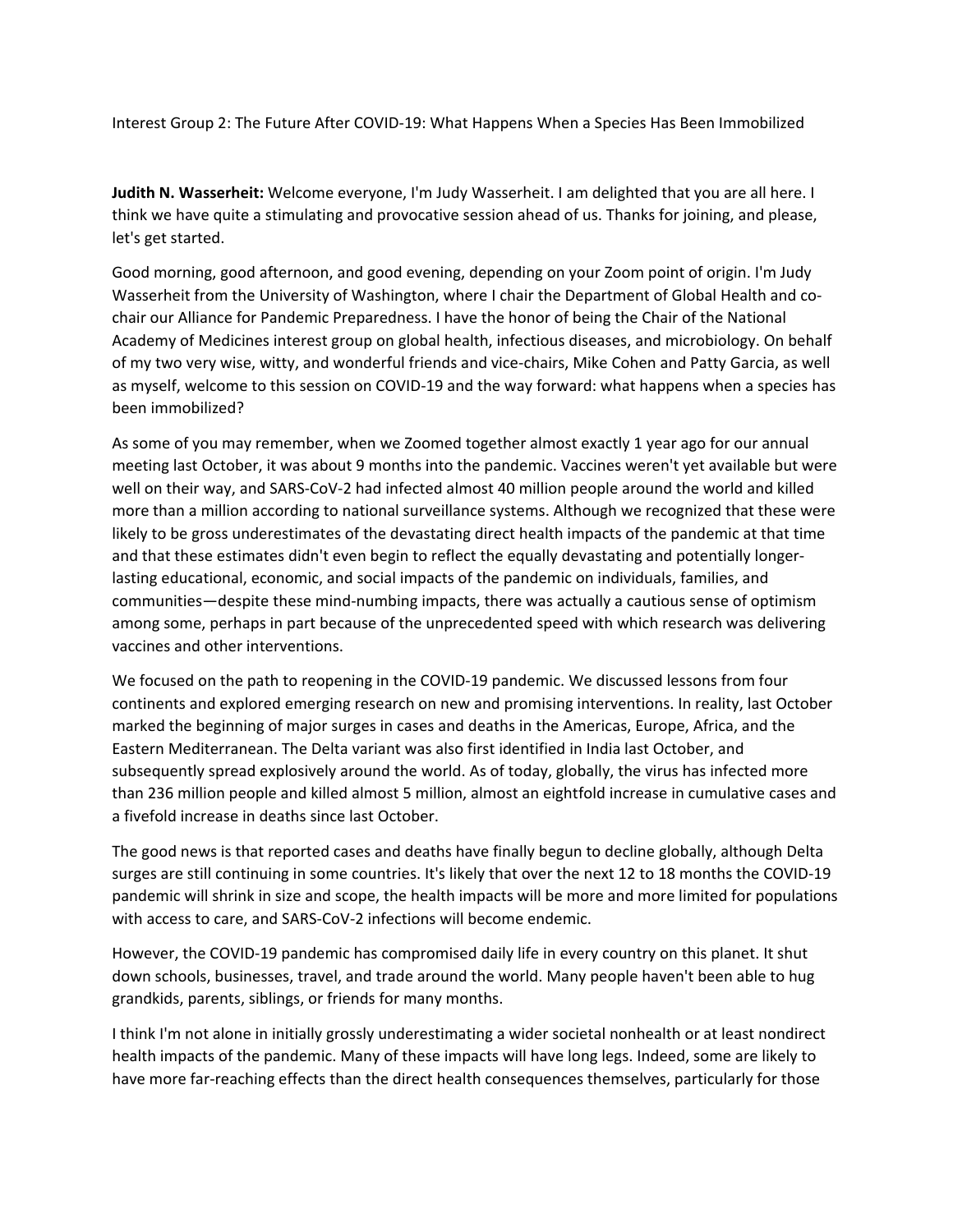Interest Group 2: The Future After COVID-19: What Happens When a Species Has Been Immobilized

**Judith N. Wasserheit:** Welcome everyone, I'm Judy Wasserheit. I am delighted that you are all here. I think we have quite a stimulating and provocative session ahead of us. Thanks for joining, and please, let's get started.

Good morning, good afternoon, and good evening, depending on your Zoom point of origin. I'm Judy Wasserheit from the University of Washington, where I chair the Department of Global Health and co-chair our Alliance for Pandemic Preparedness. I have the honor of being the Chair of the National Academy of Medicines interest group on global health, infectious diseases, and microbiology. On behalf of my two very wise, witty, and wonderful friends and vice-chairs, Mike Cohen and Patty Garcia, as well as myself, welcome to this session on COVID-19 and the way forward: what happens when a species has been immobilized?

As some of you may remember, when we Zoomed together almost exactly 1 year ago for our annual meeting last October, it was about 9 months into the pandemic. Vaccines weren't yet available but were well on their way, and SARS-CoV-2 had infected almost 40 million people around the world and killed more than a million according to national surveillance systems. Although we recognized that these were likely to be gross underestimates of the devastating direct health impacts of the pandemic at that time and that these estimates didn't even begin to reflect the equally devastating and potentially longer-lasting educational, economic, and social impacts of the pandemic on individuals, families, and communities—despite these mind-numbing impacts, there was actually a cautious sense of optimism among some, perhaps in part because of the unprecedented speed with which research was delivering vaccines and other interventions.

We focused on the path to reopening in the COVID-19 pandemic. We discussed lessons from four continents and explored emerging research on new and promising interventions. In reality, last October marked the beginning of major surges in cases and deaths in the Americas, Europe, Africa, and the Eastern Mediterranean. The Delta variant was also first identified in India last October, and subsequently spread explosively around the world. As of today, globally, the virus has infected more than 236 million people and killed almost 5 million, almost an eightfold increase in cumulative cases and a fivefold increase in deaths since last October.

The good news is that reported cases and deaths have finally begun to decline globally, although Delta surges are still continuing in some countries. It's likely that over the next 12 to 18 months the COVID-19 pandemic will shrink in size and scope, the health impacts will be more and more limited for populations with access to care, and SARS-CoV-2 infections will become endemic.

However, the COVID-19 pandemic has compromised daily life in every country on this planet. It shut down schools, businesses, travel, and trade around the world. Many people haven't been able to hug grandkids, parents, siblings, or friends for many months.

I think I'm not alone in initially grossly underestimating a wider societal nonhealth or at least nondirect health impacts of the pandemic. Many of these impacts will have long legs. Indeed, some are likely to have more far-reaching effects than the direct health consequences themselves, particularly for those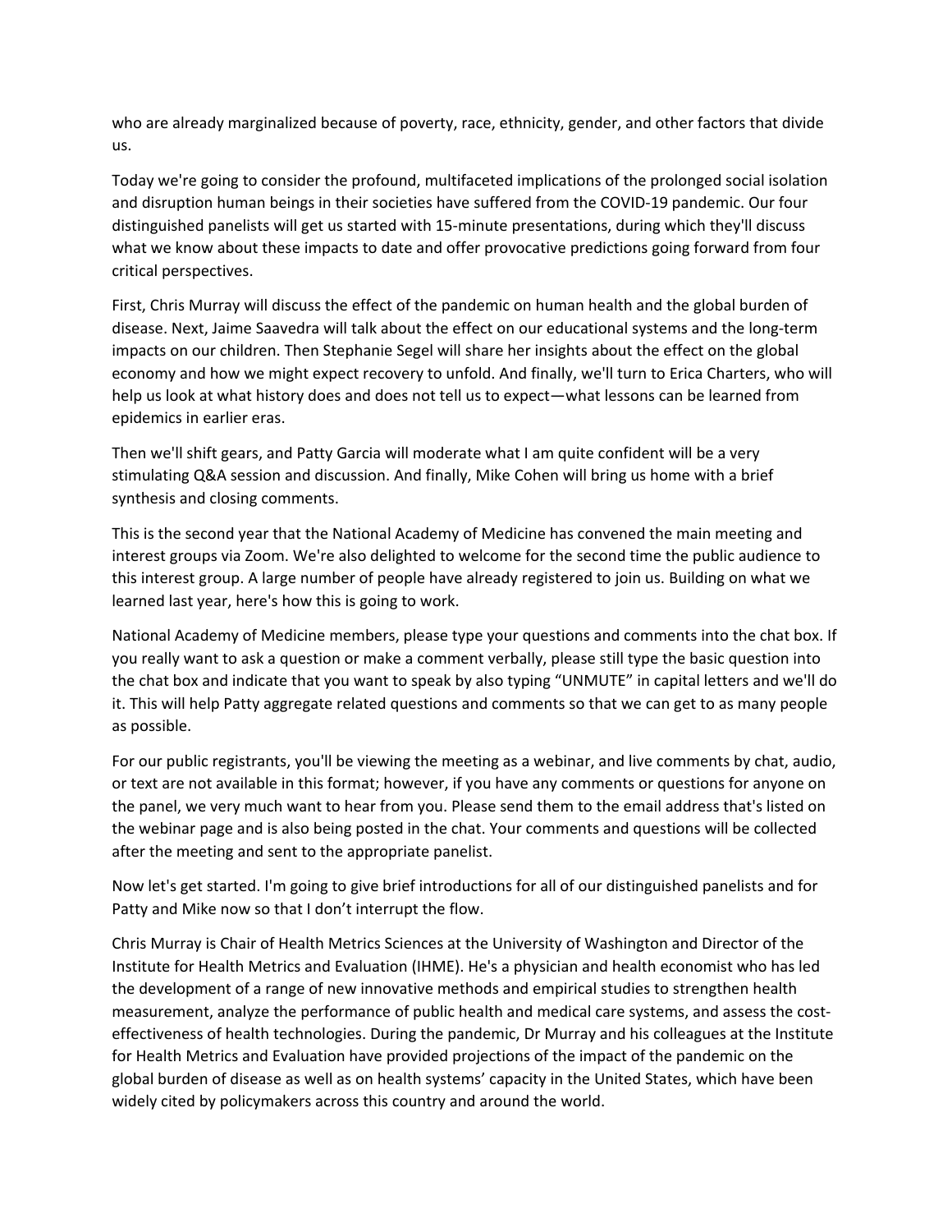who are already marginalized because of poverty, race, ethnicity, gender, and other factors that divide us.

Today we're going to consider the profound, multifaceted implications of the prolonged social isolation and disruption human beings in their societies have suffered from the COVID-19 pandemic. Our four distinguished panelists will get us started with 15-minute presentations, during which they'll discuss what we know about these impacts to date and offer provocative predictions going forward from four critical perspectives.

First, Chris Murray will discuss the effect of the pandemic on human health and the global burden of disease. Next, Jaime Saavedra will talk about the effect on our educational systems and the long-term impacts on our children. Then Stephanie Segel will share her insights about the effect on the global economy and how we might expect recovery to unfold. And finally, we'll turn to Erica Charters, who will help us look at what history does and does not tell us to expect—what lessons can be learned from epidemics in earlier eras.

Then we'll shift gears, and Patty Garcia will moderate what I am quite confident will be a very stimulating Q&A session and discussion. And finally, Mike Cohen will bring us home with a brief synthesis and closing comments.

This is the second year that the National Academy of Medicine has convened the main meeting and interest groups via Zoom. We're also delighted to welcome for the second time the public audience to this interest group. A large number of people have already registered to join us. Building on what we learned last year, here's how this is going to work.

National Academy of Medicine members, please type your questions and comments into the chat box. If you really want to ask a question or make a comment verbally, please still type the basic question into the chat box and indicate that you want to speak by also typing "UNMUTE" in capital letters and we'll do it. This will help Patty aggregate related questions and comments so that we can get to as many people as possible.

For our public registrants, you'll be viewing the meeting as a webinar, and live comments by chat, audio, or text are not available in this format; however, if you have any comments or questions for anyone on the panel, we very much want to hear from you. Please send them to the email address that's listed on the webinar page and is also being posted in the chat. Your comments and questions will be collected after the meeting and sent to the appropriate panelist.

Now let's get started. I'm going to give brief introductions for all of our distinguished panelists and for Patty and Mike now so that I don't interrupt the flow.

Chris Murray is Chair of Health Metrics Sciences at the University of Washington and Director of the Institute for Health Metrics and Evaluation (IHME). He's a physician and health economist who has led the development of a range of new innovative methods and empirical studies to strengthen health measurement, analyze the performance of public health and medical care systems, and assess the cost-effectiveness of health technologies. During the pandemic, Dr Murray and his colleagues at the Institute for Health Metrics and Evaluation have provided projections of the impact of the pandemic on the global burden of disease as well as on health systems' capacity in the United States, which have been widely cited by policymakers across this country and around the world.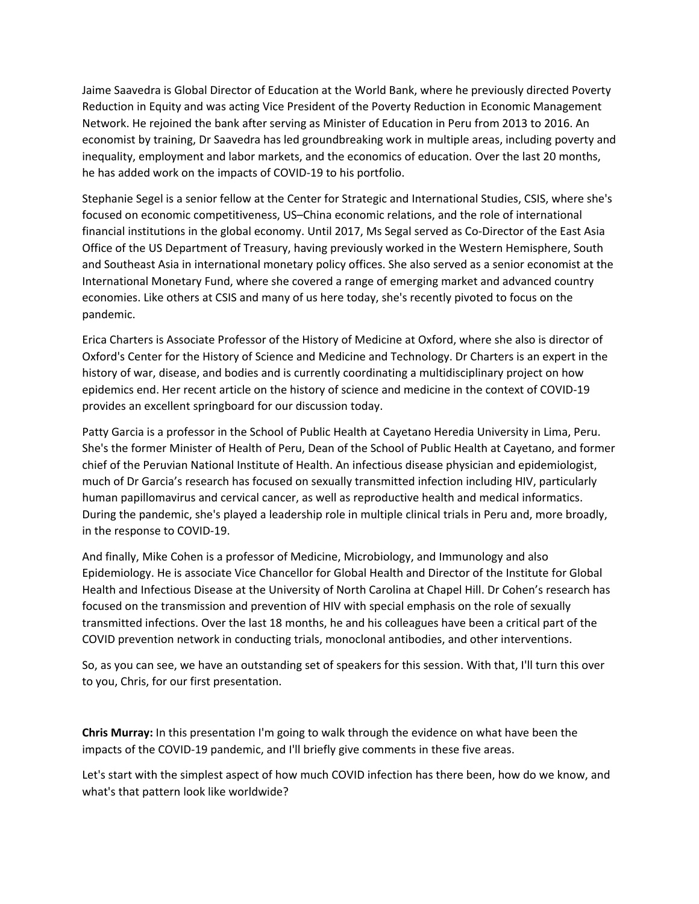Jaime Saavedra is Global Director of Education at the World Bank, where he previously directed Poverty Reduction in Equity and was acting Vice President of the Poverty Reduction in Economic Management Network. He rejoined the bank after serving as Minister of Education in Peru from 2013 to 2016. An economist by training, Dr Saavedra has led groundbreaking work in multiple areas, including poverty and inequality, employment and labor markets, and the economics of education. Over the last 20 months, he has added work on the impacts of COVID-19 to his portfolio.

Stephanie Segel is a senior fellow at the Center for Strategic and International Studies, CSIS, where she's focused on economic competitiveness, US–China economic relations, and the role of international financial institutions in the global economy. Until 2017, Ms Segal served as Co-Director of the East Asia Office of the US Department of Treasury, having previously worked in the Western Hemisphere, South and Southeast Asia in international monetary policy offices. She also served as a senior economist at the International Monetary Fund, where she covered a range of emerging market and advanced country economies. Like others at CSIS and many of us here today, she's recently pivoted to focus on the pandemic.

Erica Charters is Associate Professor of the History of Medicine at Oxford, where she also is director of Oxford's Center for the History of Science and Medicine and Technology. Dr Charters is an expert in the history of war, disease, and bodies and is currently coordinating a multidisciplinary project on how epidemics end. Her recent article on the history of science and medicine in the context of COVID-19 provides an excellent springboard for our discussion today.

Patty Garcia is a professor in the School of Public Health at Cayetano Heredia University in Lima, Peru. She's the former Minister of Health of Peru, Dean of the School of Public Health at Cayetano, and former chief of the Peruvian National Institute of Health. An infectious disease physician and epidemiologist, much of Dr Garcia's research has focused on sexually transmitted infection including HIV, particularly human papillomavirus and cervical cancer, as well as reproductive health and medical informatics. During the pandemic, she's played a leadership role in multiple clinical trials in Peru and, more broadly, in the response to COVID-19.

And finally, Mike Cohen is a professor of Medicine, Microbiology, and Immunology and also Epidemiology. He is associate Vice Chancellor for Global Health and Director of the Institute for Global Health and Infectious Disease at the University of North Carolina at Chapel Hill. Dr Cohen's research has focused on the transmission and prevention of HIV with special emphasis on the role of sexually transmitted infections. Over the last 18 months, he and his colleagues have been a critical part of the COVID prevention network in conducting trials, monoclonal antibodies, and other interventions.

So, as you can see, we have an outstanding set of speakers for this session. With that, I'll turn this over to you, Chris, for our first presentation.

**Chris Murray:** In this presentation I'm going to walk through the evidence on what have been the impacts of the COVID-19 pandemic, and I'll briefly give comments in these five areas.

Let's start with the simplest aspect of how much COVID infection has there been, how do we know, and what's that pattern look like worldwide?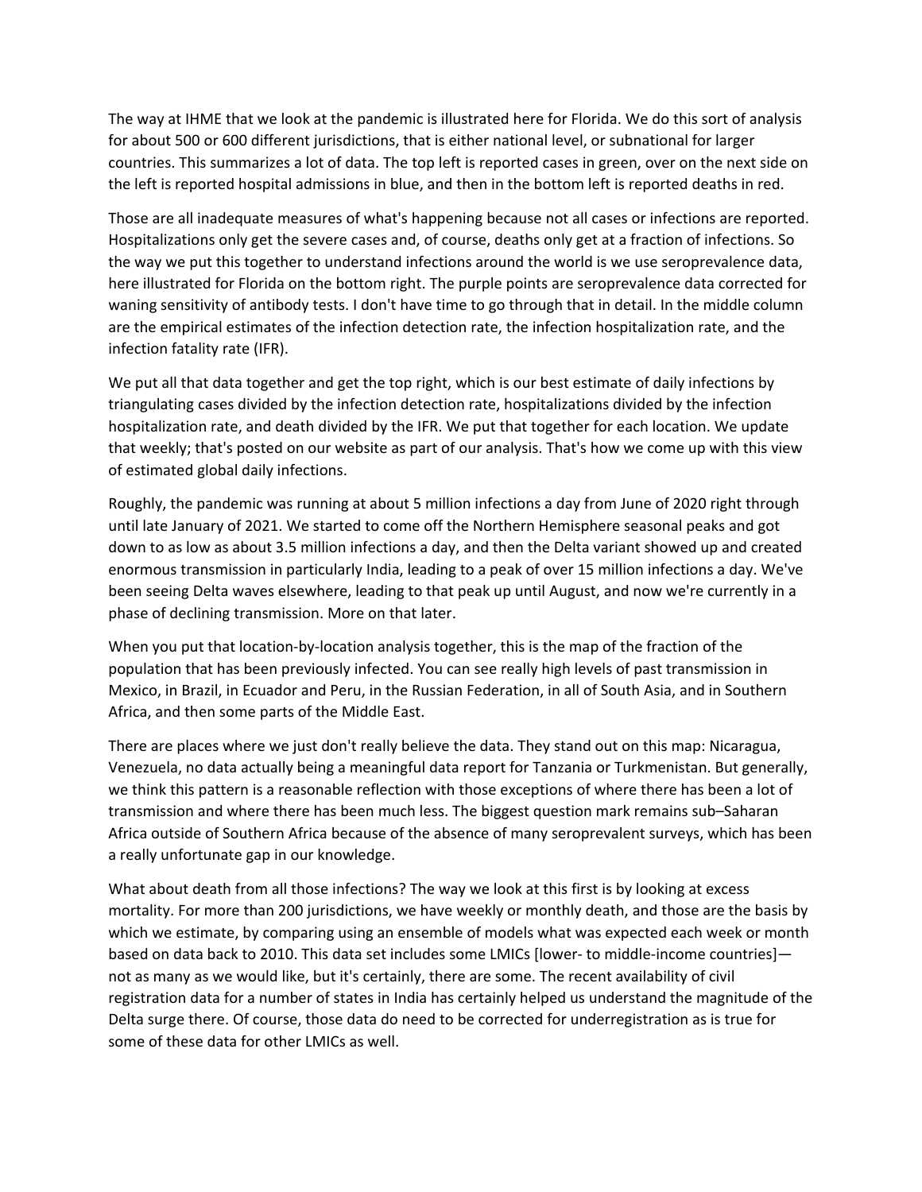The way at IHME that we look at the pandemic is illustrated here for Florida. We do this sort of analysis for about 500 or 600 different jurisdictions, that is either national level, or subnational for larger countries. This summarizes a lot of data. The top left is reported cases in green, over on the next side on the left is reported hospital admissions in blue, and then in the bottom left is reported deaths in red.

Those are all inadequate measures of what's happening because not all cases or infections are reported. Hospitalizations only get the severe cases and, of course, deaths only get at a fraction of infections. So the way we put this together to understand infections around the world is we use seroprevalence data, here illustrated for Florida on the bottom right. The purple points are seroprevalence data corrected for waning sensitivity of antibody tests. I don't have time to go through that in detail. In the middle column are the empirical estimates of the infection detection rate, the infection hospitalization rate, and the infection fatality rate (IFR).

We put all that data together and get the top right, which is our best estimate of daily infections by triangulating cases divided by the infection detection rate, hospitalizations divided by the infection hospitalization rate, and death divided by the IFR. We put that together for each location. We update that weekly; that's posted on our website as part of our analysis. That's how we come up with this view of estimated global daily infections.

Roughly, the pandemic was running at about 5 million infections a day from June of 2020 right through until late January of 2021. We started to come off the Northern Hemisphere seasonal peaks and got down to as low as about 3.5 million infections a day, and then the Delta variant showed up and created enormous transmission in particularly India, leading to a peak of over 15 million infections a day. We've been seeing Delta waves elsewhere, leading to that peak up until August, and now we're currently in a phase of declining transmission. More on that later.

When you put that location-by-location analysis together, this is the map of the fraction of the population that has been previously infected. You can see really high levels of past transmission in Mexico, in Brazil, in Ecuador and Peru, in the Russian Federation, in all of South Asia, and in Southern Africa, and then some parts of the Middle East.

There are places where we just don't really believe the data. They stand out on this map: Nicaragua, Venezuela, no data actually being a meaningful data report for Tanzania or Turkmenistan. But generally, we think this pattern is a reasonable reflection with those exceptions of where there has been a lot of transmission and where there has been much less. The biggest question mark remains sub–Saharan Africa outside of Southern Africa because of the absence of many seroprevalent surveys, which has been a really unfortunate gap in our knowledge.

What about death from all those infections? The way we look at this first is by looking at excess mortality. For more than 200 jurisdictions, we have weekly or monthly death, and those are the basis by which we estimate, by comparing using an ensemble of models what was expected each week or month based on data back to 2010. This data set includes some LMICs [lower- to middle-income countries]—not as many as we would like, but it's certainly, there are some. The recent availability of civil registration data for a number of states in India has certainly helped us understand the magnitude of the Delta surge there. Of course, those data do need to be corrected for underregistration as is true for some of these data for other LMICs as well.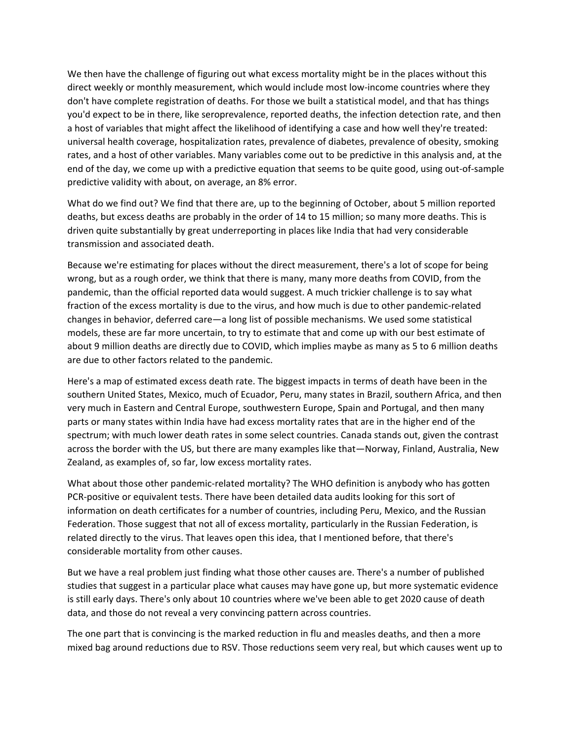We then have the challenge of figuring out what excess mortality might be in the places without this direct weekly or monthly measurement, which would include most low-income countries where they don't have complete registration of deaths. For those we built a statistical model, and that has things you'd expect to be in there, like seroprevalence, reported deaths, the infection detection rate, and then a host of variables that might affect the likelihood of identifying a case and how well they're treated: universal health coverage, hospitalization rates, prevalence of diabetes, prevalence of obesity, smoking rates, and a host of other variables. Many variables come out to be predictive in this analysis and, at the end of the day, we come up with a predictive equation that seems to be quite good, using out-of-sample predictive validity with about, on average, an 8% error.

What do we find out? We find that there are, up to the beginning of October, about 5 million reported deaths, but excess deaths are probably in the order of 14 to 15 million; so many more deaths. This is driven quite substantially by great underreporting in places like India that had very considerable transmission and associated death.

Because we're estimating for places without the direct measurement, there's a lot of scope for being wrong, but as a rough order, we think that there is many, many more deaths from COVID, from the pandemic, than the official reported data would suggest. A much trickier challenge is to say what fraction of the excess mortality is due to the virus, and how much is due to other pandemic-related changes in behavior, deferred care—a long list of possible mechanisms. We used some statistical models, these are far more uncertain, to try to estimate that and come up with our best estimate of about 9 million deaths are directly due to COVID, which implies maybe as many as 5 to 6 million deaths are due to other factors related to the pandemic.

Here's a map of estimated excess death rate. The biggest impacts in terms of death have been in the southern United States, Mexico, much of Ecuador, Peru, many states in Brazil, southern Africa, and then very much in Eastern and Central Europe, southwestern Europe, Spain and Portugal, and then many parts or many states within India have had excess mortality rates that are in the higher end of the spectrum; with much lower death rates in some select countries. Canada stands out, given the contrast across the border with the US, but there are many examples like that—Norway, Finland, Australia, New Zealand, as examples of, so far, low excess mortality rates.

What about those other pandemic-related mortality? The WHO definition is anybody who has gotten PCR-positive or equivalent tests. There have been detailed data audits looking for this sort of information on death certificates for a number of countries, including Peru, Mexico, and the Russian Federation. Those suggest that not all of excess mortality, particularly in the Russian Federation, is related directly to the virus. That leaves open this idea, that I mentioned before, that there's considerable mortality from other causes.

But we have a real problem just finding what those other causes are. There's a number of published studies that suggest in a particular place what causes may have gone up, but more systematic evidence is still early days. There's only about 10 countries where we've been able to get 2020 cause of death data, and those do not reveal a very convincing pattern across countries.

The one part that is convincing is the marked reduction in flu and measles deaths, and then a more mixed bag around reductions due to RSV. Those reductions seem very real, but which causes went up to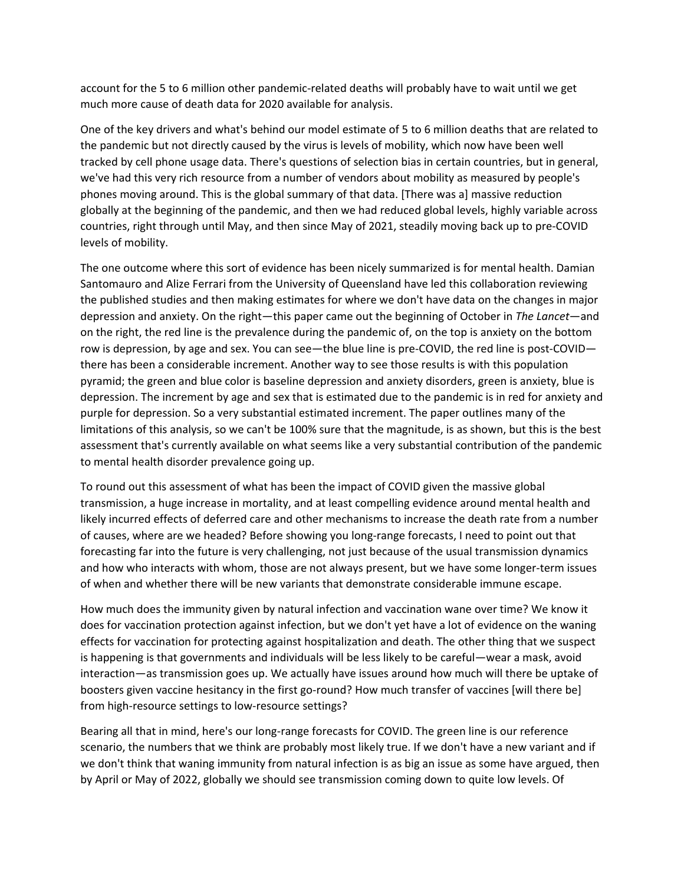account for the 5 to 6 million other pandemic-related deaths will probably have to wait until we get much more cause of death data for 2020 available for analysis.

One of the key drivers and what's behind our model estimate of 5 to 6 million deaths that are related to the pandemic but not directly caused by the virus is levels of mobility, which now have been well tracked by cell phone usage data. There's questions of selection bias in certain countries, but in general, we've had this very rich resource from a number of vendors about mobility as measured by people's phones moving around. This is the global summary of that data. [There was a] massive reduction globally at the beginning of the pandemic, and then we had reduced global levels, highly variable across countries, right through until May, and then since May of 2021, steadily moving back up to pre-COVID levels of mobility.

The one outcome where this sort of evidence has been nicely summarized is for mental health. Damian Santomauro and Alize Ferrari from the University of Queensland have led this collaboration reviewing the published studies and then making estimates for where we don't have data on the changes in major depression and anxiety. On the right—this paper came out the beginning of October in *The Lancet*—and on the right, the red line is the prevalence during the pandemic of, on the top is anxiety on the bottom row is depression, by age and sex. You can see—the blue line is pre-COVID, the red line is post-COVID—there has been a considerable increment. Another way to see those results is with this population pyramid; the green and blue color is baseline depression and anxiety disorders, green is anxiety, blue is depression. The increment by age and sex that is estimated due to the pandemic is in red for anxiety and purple for depression. So a very substantial estimated increment. The paper outlines many of the limitations of this analysis, so we can't be 100% sure that the magnitude, is as shown, but this is the best assessment that's currently available on what seems like a very substantial contribution of the pandemic to mental health disorder prevalence going up.

To round out this assessment of what has been the impact of COVID given the massive global transmission, a huge increase in mortality, and at least compelling evidence around mental health and likely incurred effects of deferred care and other mechanisms to increase the death rate from a number of causes, where are we headed? Before showing you long-range forecasts, I need to point out that forecasting far into the future is very challenging, not just because of the usual transmission dynamics and how who interacts with whom, those are not always present, but we have some longer-term issues of when and whether there will be new variants that demonstrate considerable immune escape.

How much does the immunity given by natural infection and vaccination wane over time? We know it does for vaccination protection against infection, but we don't yet have a lot of evidence on the waning effects for vaccination for protecting against hospitalization and death. The other thing that we suspect is happening is that governments and individuals will be less likely to be careful—wear a mask, avoid interaction—as transmission goes up. We actually have issues around how much will there be uptake of boosters given vaccine hesitancy in the first go-round? How much transfer of vaccines [will there be] from high-resource settings to low-resource settings?

Bearing all that in mind, here's our long-range forecasts for COVID. The green line is our reference scenario, the numbers that we think are probably most likely true. If we don't have a new variant and if we don't think that waning immunity from natural infection is as big an issue as some have argued, then by April or May of 2022, globally we should see transmission coming down to quite low levels. Of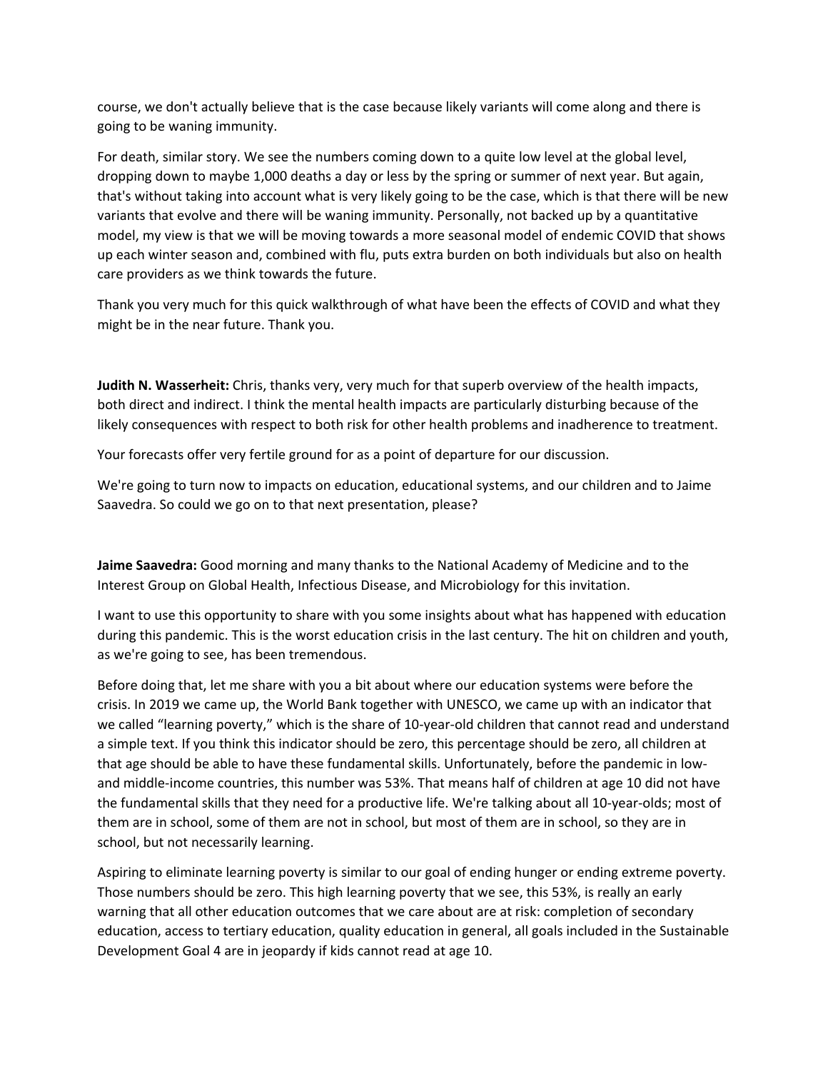course, we don't actually believe that is the case because likely variants will come along and there is going to be waning immunity.

For death, similar story. We see the numbers coming down to a quite low level at the global level, dropping down to maybe 1,000 deaths a day or less by the spring or summer of next year. But again, that's without taking into account what is very likely going to be the case, which is that there will be new variants that evolve and there will be waning immunity. Personally, not backed up by a quantitative model, my view is that we will be moving towards a more seasonal model of endemic COVID that shows up each winter season and, combined with flu, puts extra burden on both individuals but also on health care providers as we think towards the future.

Thank you very much for this quick walkthrough of what have been the effects of COVID and what they might be in the near future. Thank you.

**Judith N. Wasserheit:** Chris, thanks very, very much for that superb overview of the health impacts, both direct and indirect. I think the mental health impacts are particularly disturbing because of the likely consequences with respect to both risk for other health problems and inadherence to treatment.

Your forecasts offer very fertile ground for as a point of departure for our discussion.

We're going to turn now to impacts on education, educational systems, and our children and to Jaime Saavedra. So could we go on to that next presentation, please?

**Jaime Saavedra:** Good morning and many thanks to the National Academy of Medicine and to the Interest Group on Global Health, Infectious Disease, and Microbiology for this invitation.

I want to use this opportunity to share with you some insights about what has happened with education during this pandemic. This is the worst education crisis in the last century. The hit on children and youth, as we're going to see, has been tremendous.

Before doing that, let me share with you a bit about where our education systems were before the crisis. In 2019 we came up, the World Bank together with UNESCO, we came up with an indicator that we called "learning poverty," which is the share of 10-year-old children that cannot read and understand a simple text. If you think this indicator should be zero, this percentage should be zero, all children at that age should be able to have these fundamental skills. Unfortunately, before the pandemic in low- and middle-income countries, this number was 53%. That means half of children at age 10 did not have the fundamental skills that they need for a productive life. We're talking about all 10-year-olds; most of them are in school, some of them are not in school, but most of them are in school, so they are in school, but not necessarily learning.

Aspiring to eliminate learning poverty is similar to our goal of ending hunger or ending extreme poverty. Those numbers should be zero. This high learning poverty that we see, this 53%, is really an early warning that all other education outcomes that we care about are at risk: completion of secondary education, access to tertiary education, quality education in general, all goals included in the Sustainable Development Goal 4 are in jeopardy if kids cannot read at age 10.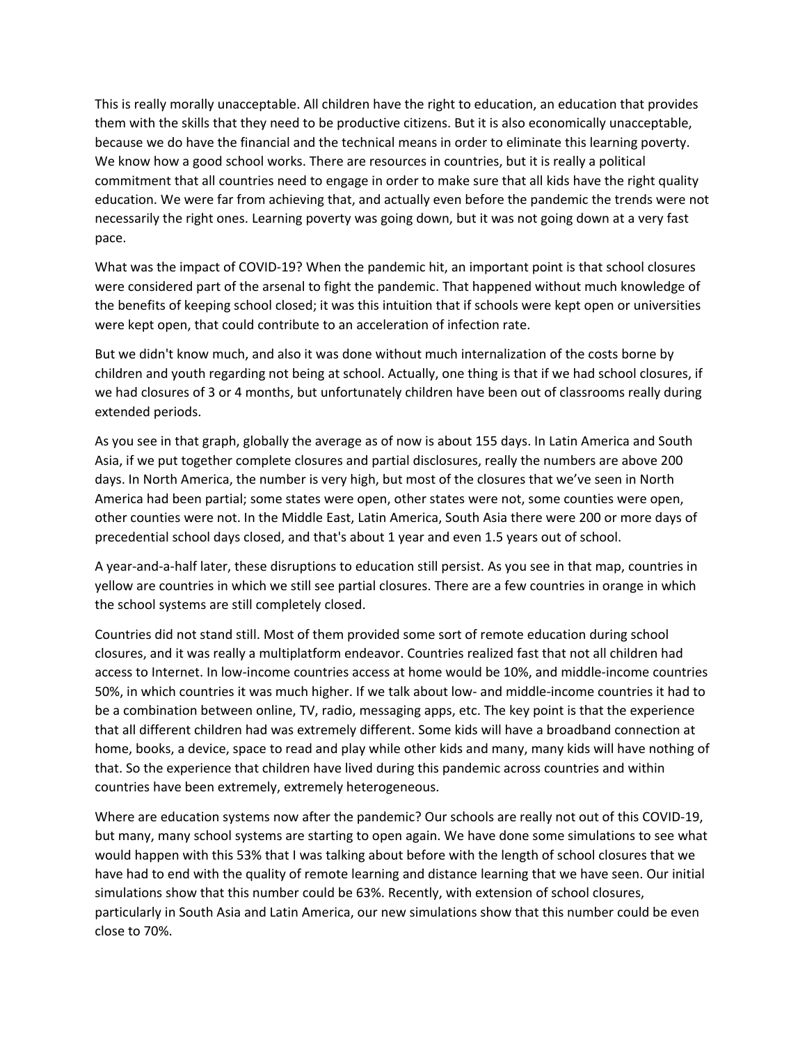This is really morally unacceptable. All children have the right to education, an education that provides them with the skills that they need to be productive citizens. But it is also economically unacceptable, because we do have the financial and the technical means in order to eliminate this learning poverty. We know how a good school works. There are resources in countries, but it is really a political commitment that all countries need to engage in order to make sure that all kids have the right quality education. We were far from achieving that, and actually even before the pandemic the trends were not necessarily the right ones. Learning poverty was going down, but it was not going down at a very fast pace.

What was the impact of COVID-19? When the pandemic hit, an important point is that school closures were considered part of the arsenal to fight the pandemic. That happened without much knowledge of the benefits of keeping school closed; it was this intuition that if schools were kept open or universities were kept open, that could contribute to an acceleration of infection rate.

But we didn't know much, and also it was done without much internalization of the costs borne by children and youth regarding not being at school. Actually, one thing is that if we had school closures, if we had closures of 3 or 4 months, but unfortunately children have been out of classrooms really during extended periods.

As you see in that graph, globally the average as of now is about 155 days. In Latin America and South Asia, if we put together complete closures and partial disclosures, really the numbers are above 200 days. In North America, the number is very high, but most of the closures that we've seen in North America had been partial; some states were open, other states were not, some counties were open, other counties were not. In the Middle East, Latin America, South Asia there were 200 or more days of precedential school days closed, and that's about 1 year and even 1.5 years out of school.

A year-and-a-half later, these disruptions to education still persist. As you see in that map, countries in yellow are countries in which we still see partial closures. There are a few countries in orange in which the school systems are still completely closed.

Countries did not stand still. Most of them provided some sort of remote education during school closures, and it was really a multiplatform endeavor. Countries realized fast that not all children had access to Internet. In low-income countries access at home would be 10%, and middle-income countries 50%, in which countries it was much higher. If we talk about low- and middle-income countries it had to be a combination between online, TV, radio, messaging apps, etc. The key point is that the experience that all different children had was extremely different. Some kids will have a broadband connection at home, books, a device, space to read and play while other kids and many, many kids will have nothing of that. So the experience that children have lived during this pandemic across countries and within countries have been extremely, extremely heterogeneous.

Where are education systems now after the pandemic? Our schools are really not out of this COVID-19, but many, many school systems are starting to open again. We have done some simulations to see what would happen with this 53% that I was talking about before with the length of school closures that we have had to end with the quality of remote learning and distance learning that we have seen. Our initial simulations show that this number could be 63%. Recently, with extension of school closures, particularly in South Asia and Latin America, our new simulations show that this number could be even close to 70%.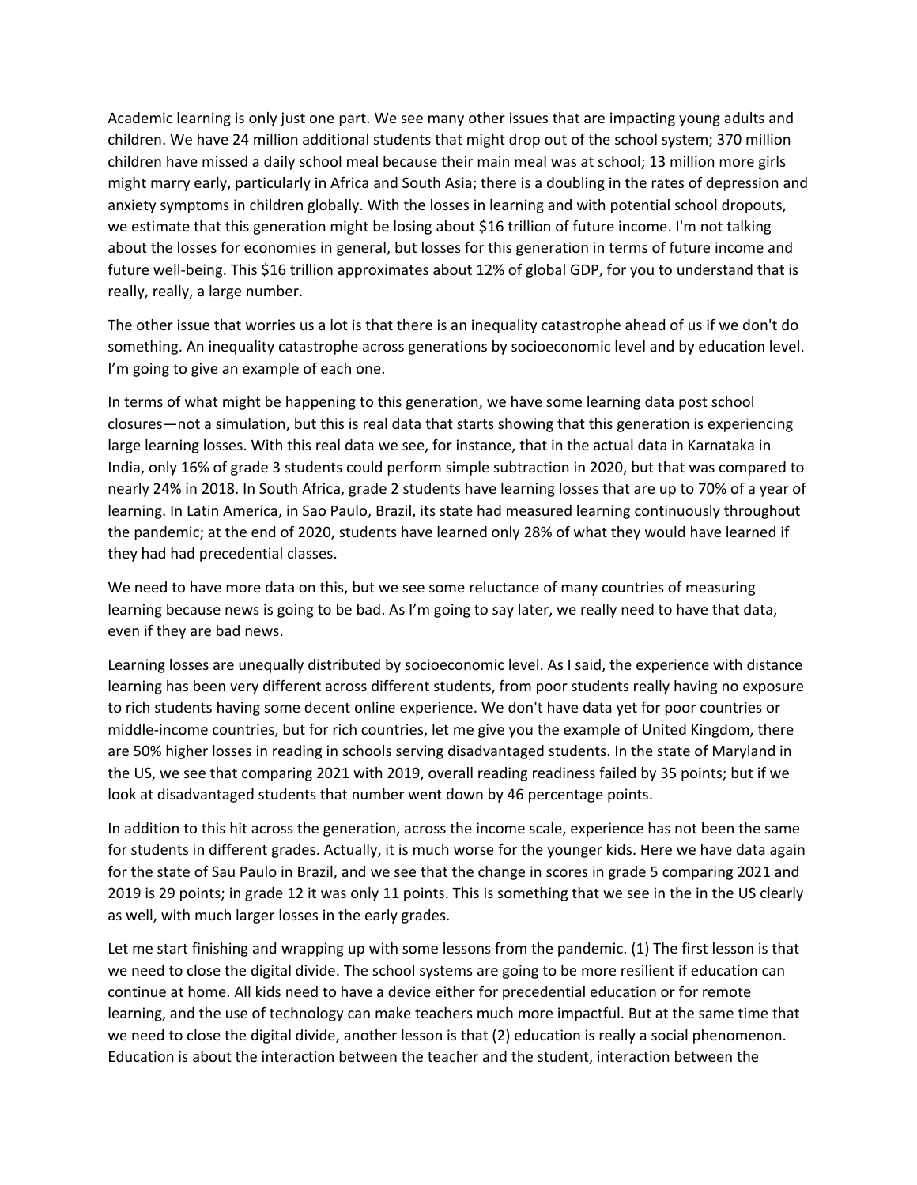Academic learning is only just one part. We see many other issues that are impacting young adults and children. We have 24 million additional students that might drop out of the school system; 370 million children have missed a daily school meal because their main meal was at school; 13 million more girls might marry early, particularly in Africa and South Asia; there is a doubling in the rates of depression and anxiety symptoms in children globally. With the losses in learning and with potential school dropouts, we estimate that this generation might be losing about $16 trillion of future income. I'm not talking about the losses for economies in general, but losses for this generation in terms of future income and future well-being. This $16 trillion approximates about 12% of global GDP, for you to understand that is really, really, a large number.

The other issue that worries us a lot is that there is an inequality catastrophe ahead of us if we don't do something. An inequality catastrophe across generations by socioeconomic level and by education level. I'm going to give an example of each one.

In terms of what might be happening to this generation, we have some learning data post school closures—not a simulation, but this is real data that starts showing that this generation is experiencing large learning losses. With this real data we see, for instance, that in the actual data in Karnataka in India, only 16% of grade 3 students could perform simple subtraction in 2020, but that was compared to nearly 24% in 2018. In South Africa, grade 2 students have learning losses that are up to 70% of a year of learning. In Latin America, in Sao Paulo, Brazil, its state had measured learning continuously throughout the pandemic; at the end of 2020, students have learned only 28% of what they would have learned if they had had precedential classes.

We need to have more data on this, but we see some reluctance of many countries of measuring learning because news is going to be bad. As I'm going to say later, we really need to have that data, even if they are bad news.

Learning losses are unequally distributed by socioeconomic level. As I said, the experience with distance learning has been very different across different students, from poor students really having no exposure to rich students having some decent online experience. We don't have data yet for poor countries or middle-income countries, but for rich countries, let me give you the example of United Kingdom, there are 50% higher losses in reading in schools serving disadvantaged students. In the state of Maryland in the US, we see that comparing 2021 with 2019, overall reading readiness failed by 35 points; but if we look at disadvantaged students that number went down by 46 percentage points.

In addition to this hit across the generation, across the income scale, experience has not been the same for students in different grades. Actually, it is much worse for the younger kids. Here we have data again for the state of Sau Paulo in Brazil, and we see that the change in scores in grade 5 comparing 2021 and 2019 is 29 points; in grade 12 it was only 11 points. This is something that we see in the in the US clearly as well, with much larger losses in the early grades.

Let me start finishing and wrapping up with some lessons from the pandemic. (1) The first lesson is that we need to close the digital divide. The school systems are going to be more resilient if education can continue at home. All kids need to have a device either for precedential education or for remote learning, and the use of technology can make teachers much more impactful. But at the same time that we need to close the digital divide, another lesson is that (2) education is really a social phenomenon. Education is about the interaction between the teacher and the student, interaction between the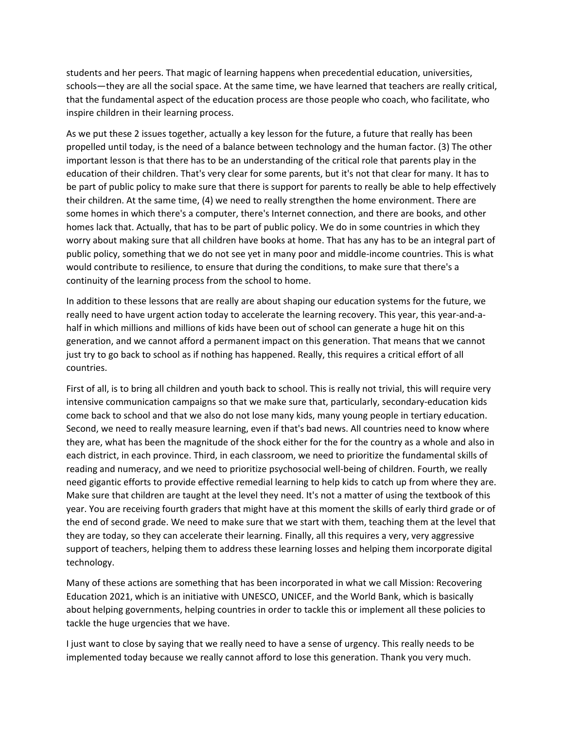students and her peers. That magic of learning happens when precedential education, universities, schools—they are all the social space. At the same time, we have learned that teachers are really critical, that the fundamental aspect of the education process are those people who coach, who facilitate, who inspire children in their learning process.

As we put these 2 issues together, actually a key lesson for the future, a future that really has been propelled until today, is the need of a balance between technology and the human factor. (3) The other important lesson is that there has to be an understanding of the critical role that parents play in the education of their children. That's very clear for some parents, but it's not that clear for many. It has to be part of public policy to make sure that there is support for parents to really be able to help effectively their children. At the same time, (4) we need to really strengthen the home environment. There are some homes in which there's a computer, there's Internet connection, and there are books, and other homes lack that. Actually, that has to be part of public policy. We do in some countries in which they worry about making sure that all children have books at home. That has any has to be an integral part of public policy, something that we do not see yet in many poor and middle-income countries. This is what would contribute to resilience, to ensure that during the conditions, to make sure that there's a continuity of the learning process from the school to home.

In addition to these lessons that are really are about shaping our education systems for the future, we really need to have urgent action today to accelerate the learning recovery. This year, this year-and-a-half in which millions and millions of kids have been out of school can generate a huge hit on this generation, and we cannot afford a permanent impact on this generation. That means that we cannot just try to go back to school as if nothing has happened. Really, this requires a critical effort of all countries.

First of all, is to bring all children and youth back to school. This is really not trivial, this will require very intensive communication campaigns so that we make sure that, particularly, secondary-education kids come back to school and that we also do not lose many kids, many young people in tertiary education. Second, we need to really measure learning, even if that's bad news. All countries need to know where they are, what has been the magnitude of the shock either for the for the country as a whole and also in each district, in each province. Third, in each classroom, we need to prioritize the fundamental skills of reading and numeracy, and we need to prioritize psychosocial well-being of children. Fourth, we really need gigantic efforts to provide effective remedial learning to help kids to catch up from where they are. Make sure that children are taught at the level they need. It's not a matter of using the textbook of this year. You are receiving fourth graders that might have at this moment the skills of early third grade or of the end of second grade. We need to make sure that we start with them, teaching them at the level that they are today, so they can accelerate their learning. Finally, all this requires a very, very aggressive support of teachers, helping them to address these learning losses and helping them incorporate digital technology.

Many of these actions are something that has been incorporated in what we call Mission: Recovering Education 2021, which is an initiative with UNESCO, UNICEF, and the World Bank, which is basically about helping governments, helping countries in order to tackle this or implement all these policies to tackle the huge urgencies that we have.

I just want to close by saying that we really need to have a sense of urgency. This really needs to be implemented today because we really cannot afford to lose this generation. Thank you very much.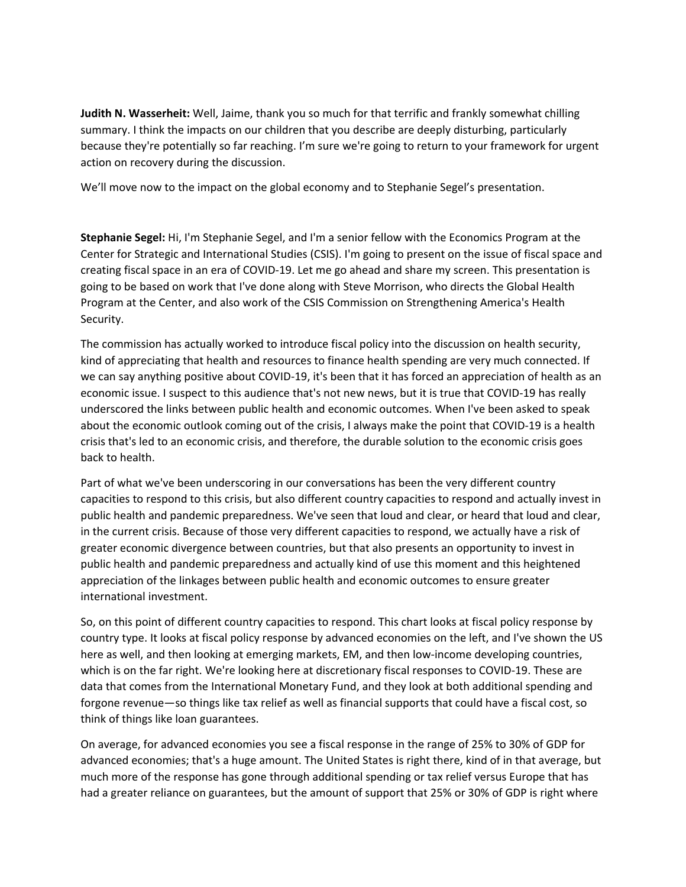**Judith N. Wasserheit:** Well, Jaime, thank you so much for that terrific and frankly somewhat chilling summary. I think the impacts on our children that you describe are deeply disturbing, particularly because they're potentially so far reaching. I'm sure we're going to return to your framework for urgent action on recovery during the discussion.

We'll move now to the impact on the global economy and to Stephanie Segel's presentation.

**Stephanie Segel:** Hi, I'm Stephanie Segel, and I'm a senior fellow with the Economics Program at the Center for Strategic and International Studies (CSIS). I'm going to present on the issue of fiscal space and creating fiscal space in an era of COVID-19. Let me go ahead and share my screen. This presentation is going to be based on work that I've done along with Steve Morrison, who directs the Global Health Program at the Center, and also work of the CSIS Commission on Strengthening America's Health Security.

The commission has actually worked to introduce fiscal policy into the discussion on health security, kind of appreciating that health and resources to finance health spending are very much connected. If we can say anything positive about COVID-19, it's been that it has forced an appreciation of health as an economic issue. I suspect to this audience that's not new news, but it is true that COVID-19 has really underscored the links between public health and economic outcomes. When I've been asked to speak about the economic outlook coming out of the crisis, I always make the point that COVID-19 is a health crisis that's led to an economic crisis, and therefore, the durable solution to the economic crisis goes back to health.

Part of what we've been underscoring in our conversations has been the very different country capacities to respond to this crisis, but also different country capacities to respond and actually invest in public health and pandemic preparedness. We've seen that loud and clear, or heard that loud and clear, in the current crisis. Because of those very different capacities to respond, we actually have a risk of greater economic divergence between countries, but that also presents an opportunity to invest in public health and pandemic preparedness and actually kind of use this moment and this heightened appreciation of the linkages between public health and economic outcomes to ensure greater international investment.

So, on this point of different country capacities to respond. This chart looks at fiscal policy response by country type. It looks at fiscal policy response by advanced economies on the left, and I've shown the US here as well, and then looking at emerging markets, EM, and then low-income developing countries, which is on the far right. We're looking here at discretionary fiscal responses to COVID-19. These are data that comes from the International Monetary Fund, and they look at both additional spending and forgone revenue—so things like tax relief as well as financial supports that could have a fiscal cost, so think of things like loan guarantees.

On average, for advanced economies you see a fiscal response in the range of 25% to 30% of GDP for advanced economies; that's a huge amount. The United States is right there, kind of in that average, but much more of the response has gone through additional spending or tax relief versus Europe that has had a greater reliance on guarantees, but the amount of support that 25% or 30% of GDP is right where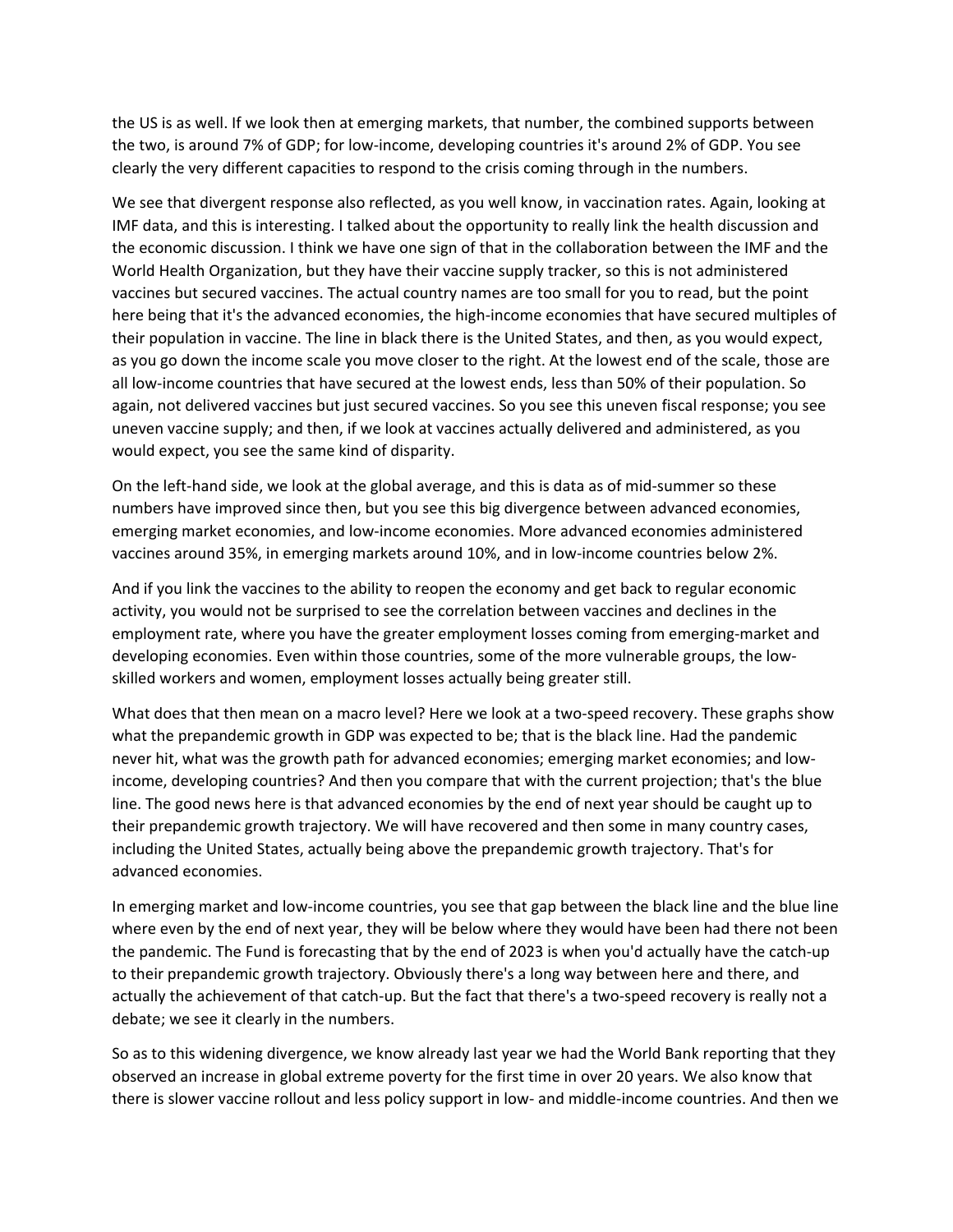the US is as well. If we look then at emerging markets, that number, the combined supports between the two, is around 7% of GDP; for low-income, developing countries it's around 2% of GDP. You see clearly the very different capacities to respond to the crisis coming through in the numbers.

We see that divergent response also reflected, as you well know, in vaccination rates. Again, looking at IMF data, and this is interesting. I talked about the opportunity to really link the health discussion and the economic discussion. I think we have one sign of that in the collaboration between the IMF and the World Health Organization, but they have their vaccine supply tracker, so this is not administered vaccines but secured vaccines. The actual country names are too small for you to read, but the point here being that it's the advanced economies, the high-income economies that have secured multiples of their population in vaccine. The line in black there is the United States, and then, as you would expect, as you go down the income scale you move closer to the right. At the lowest end of the scale, those are all low-income countries that have secured at the lowest ends, less than 50% of their population. So again, not delivered vaccines but just secured vaccines. So you see this uneven fiscal response; you see uneven vaccine supply; and then, if we look at vaccines actually delivered and administered, as you would expect, you see the same kind of disparity.

On the left-hand side, we look at the global average, and this is data as of mid-summer so these numbers have improved since then, but you see this big divergence between advanced economies, emerging market economies, and low-income economies. More advanced economies administered vaccines around 35%, in emerging markets around 10%, and in low-income countries below 2%.

And if you link the vaccines to the ability to reopen the economy and get back to regular economic activity, you would not be surprised to see the correlation between vaccines and declines in the employment rate, where you have the greater employment losses coming from emerging-market and developing economies. Even within those countries, some of the more vulnerable groups, the low-skilled workers and women, employment losses actually being greater still.

What does that then mean on a macro level? Here we look at a two-speed recovery. These graphs show what the prepandemic growth in GDP was expected to be; that is the black line. Had the pandemic never hit, what was the growth path for advanced economies; emerging market economies; and low-income, developing countries? And then you compare that with the current projection; that's the blue line. The good news here is that advanced economies by the end of next year should be caught up to their prepandemic growth trajectory. We will have recovered and then some in many country cases, including the United States, actually being above the prepandemic growth trajectory. That's for advanced economies.

In emerging market and low-income countries, you see that gap between the black line and the blue line where even by the end of next year, they will be below where they would have been had there not been the pandemic. The Fund is forecasting that by the end of 2023 is when you'd actually have the catch-up to their prepandemic growth trajectory. Obviously there's a long way between here and there, and actually the achievement of that catch-up. But the fact that there's a two-speed recovery is really not a debate; we see it clearly in the numbers.

So as to this widening divergence, we know already last year we had the World Bank reporting that they observed an increase in global extreme poverty for the first time in over 20 years. We also know that there is slower vaccine rollout and less policy support in low- and middle-income countries. And then we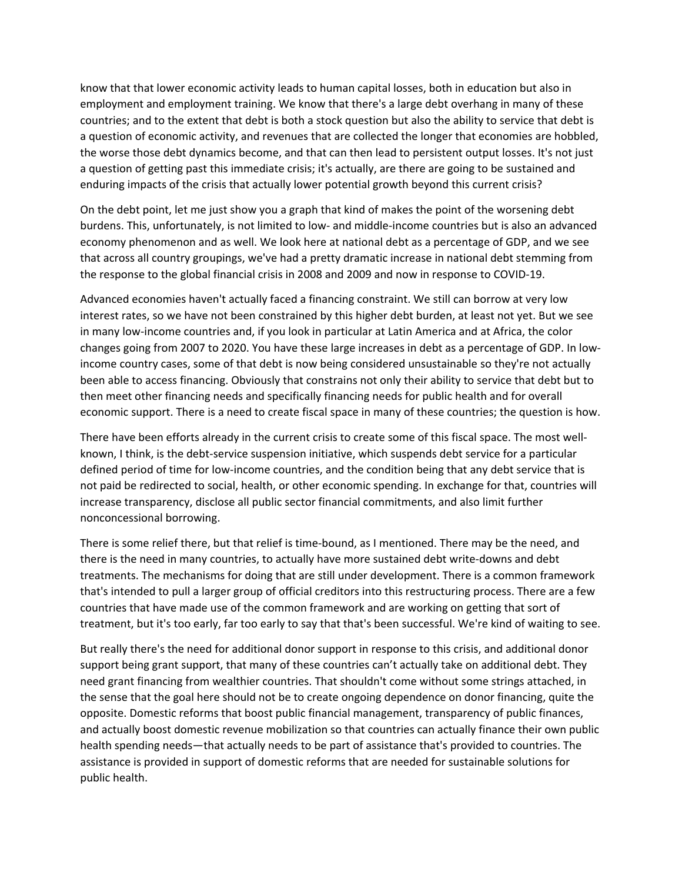know that that lower economic activity leads to human capital losses, both in education but also in employment and employment training. We know that there's a large debt overhang in many of these countries; and to the extent that debt is both a stock question but also the ability to service that debt is a question of economic activity, and revenues that are collected the longer that economies are hobbled, the worse those debt dynamics become, and that can then lead to persistent output losses. It's not just a question of getting past this immediate crisis; it's actually, are there are going to be sustained and enduring impacts of the crisis that actually lower potential growth beyond this current crisis?

On the debt point, let me just show you a graph that kind of makes the point of the worsening debt burdens. This, unfortunately, is not limited to low- and middle-income countries but is also an advanced economy phenomenon and as well. We look here at national debt as a percentage of GDP, and we see that across all country groupings, we've had a pretty dramatic increase in national debt stemming from the response to the global financial crisis in 2008 and 2009 and now in response to COVID-19.

Advanced economies haven't actually faced a financing constraint. We still can borrow at very low interest rates, so we have not been constrained by this higher debt burden, at least not yet. But we see in many low-income countries and, if you look in particular at Latin America and at Africa, the color changes going from 2007 to 2020. You have these large increases in debt as a percentage of GDP. In low-income country cases, some of that debt is now being considered unsustainable so they're not actually been able to access financing. Obviously that constrains not only their ability to service that debt but to then meet other financing needs and specifically financing needs for public health and for overall economic support. There is a need to create fiscal space in many of these countries; the question is how.

There have been efforts already in the current crisis to create some of this fiscal space. The most well-known, I think, is the debt-service suspension initiative, which suspends debt service for a particular defined period of time for low-income countries, and the condition being that any debt service that is not paid be redirected to social, health, or other economic spending. In exchange for that, countries will increase transparency, disclose all public sector financial commitments, and also limit further nonconcessional borrowing.

There is some relief there, but that relief is time-bound, as I mentioned. There may be the need, and there is the need in many countries, to actually have more sustained debt write-downs and debt treatments. The mechanisms for doing that are still under development. There is a common framework that's intended to pull a larger group of official creditors into this restructuring process. There are a few countries that have made use of the common framework and are working on getting that sort of treatment, but it's too early, far too early to say that that's been successful. We're kind of waiting to see.

But really there's the need for additional donor support in response to this crisis, and additional donor support being grant support, that many of these countries can't actually take on additional debt. They need grant financing from wealthier countries. That shouldn't come without some strings attached, in the sense that the goal here should not be to create ongoing dependence on donor financing, quite the opposite. Domestic reforms that boost public financial management, transparency of public finances, and actually boost domestic revenue mobilization so that countries can actually finance their own public health spending needs—that actually needs to be part of assistance that's provided to countries. The assistance is provided in support of domestic reforms that are needed for sustainable solutions for public health.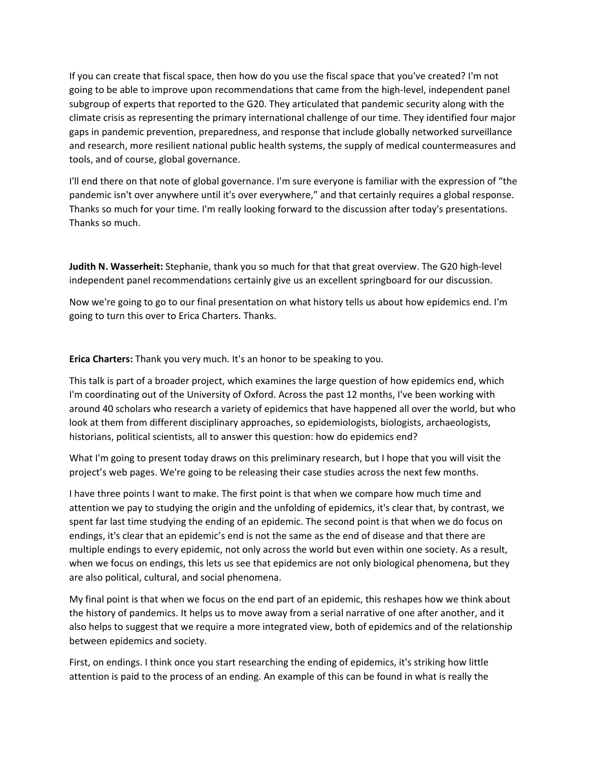If you can create that fiscal space, then how do you use the fiscal space that you've created? I'm not going to be able to improve upon recommendations that came from the high-level, independent panel subgroup of experts that reported to the G20. They articulated that pandemic security along with the climate crisis as representing the primary international challenge of our time. They identified four major gaps in pandemic prevention, preparedness, and response that include globally networked surveillance and research, more resilient national public health systems, the supply of medical countermeasures and tools, and of course, global governance.

I'll end there on that note of global governance. I'm sure everyone is familiar with the expression of "the pandemic isn't over anywhere until it's over everywhere," and that certainly requires a global response. Thanks so much for your time. I'm really looking forward to the discussion after today's presentations. Thanks so much.

**Judith N. Wasserheit:** Stephanie, thank you so much for that that great overview. The G20 high-level independent panel recommendations certainly give us an excellent springboard for our discussion.

Now we're going to go to our final presentation on what history tells us about how epidemics end. I'm going to turn this over to Erica Charters. Thanks.

**Erica Charters:** Thank you very much. It's an honor to be speaking to you.

This talk is part of a broader project, which examines the large question of how epidemics end, which I'm coordinating out of the University of Oxford. Across the past 12 months, I've been working with around 40 scholars who research a variety of epidemics that have happened all over the world, but who look at them from different disciplinary approaches, so epidemiologists, biologists, archaeologists, historians, political scientists, all to answer this question: how do epidemics end?

What I'm going to present today draws on this preliminary research, but I hope that you will visit the project's web pages. We're going to be releasing their case studies across the next few months.

I have three points I want to make. The first point is that when we compare how much time and attention we pay to studying the origin and the unfolding of epidemics, it's clear that, by contrast, we spent far last time studying the ending of an epidemic. The second point is that when we do focus on endings, it's clear that an epidemic's end is not the same as the end of disease and that there are multiple endings to every epidemic, not only across the world but even within one society. As a result, when we focus on endings, this lets us see that epidemics are not only biological phenomena, but they are also political, cultural, and social phenomena.

My final point is that when we focus on the end part of an epidemic, this reshapes how we think about the history of pandemics. It helps us to move away from a serial narrative of one after another, and it also helps to suggest that we require a more integrated view, both of epidemics and of the relationship between epidemics and society.

First, on endings. I think once you start researching the ending of epidemics, it's striking how little attention is paid to the process of an ending. An example of this can be found in what is really the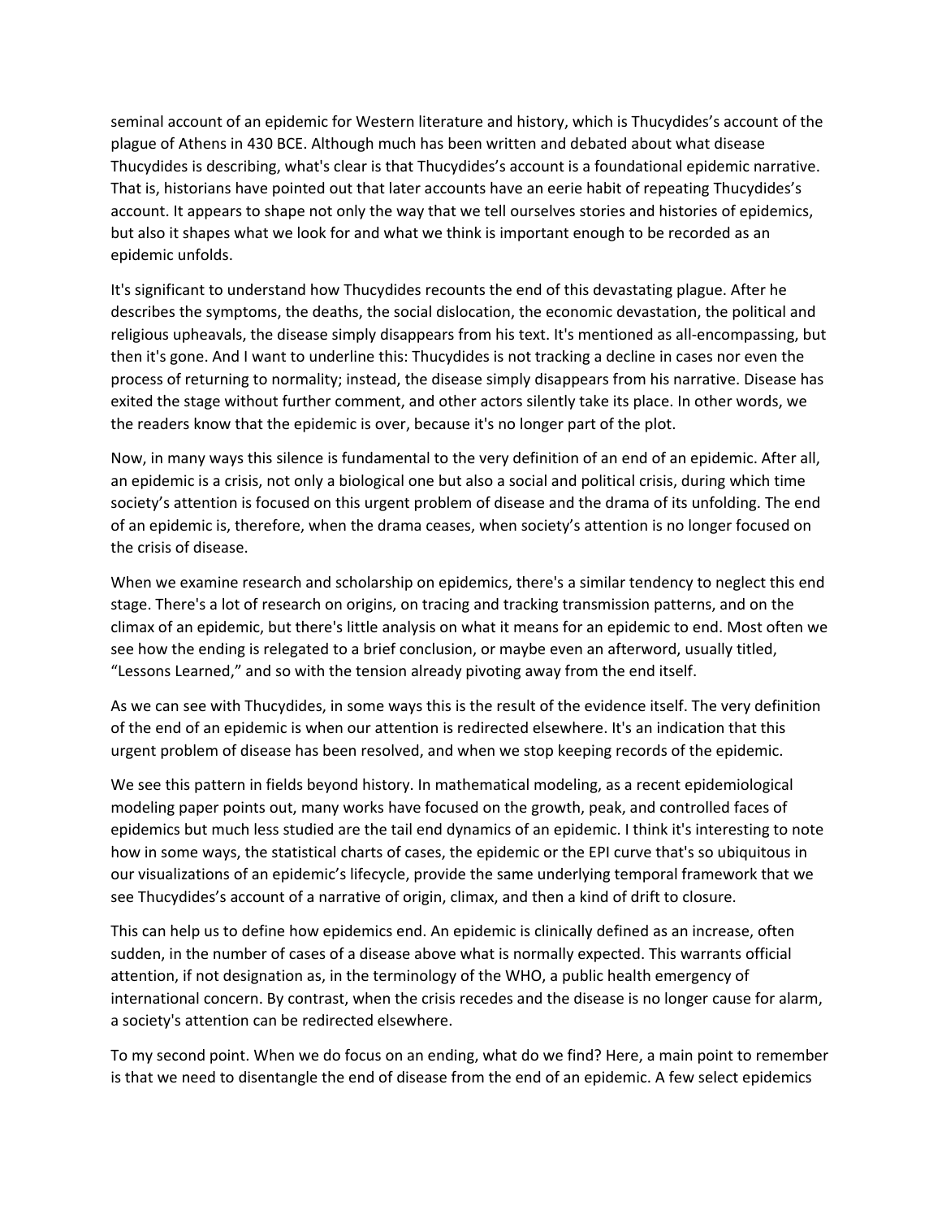seminal account of an epidemic for Western literature and history, which is Thucydides's account of the plague of Athens in 430 BCE. Although much has been written and debated about what disease Thucydides is describing, what's clear is that Thucydides's account is a foundational epidemic narrative. That is, historians have pointed out that later accounts have an eerie habit of repeating Thucydides's account. It appears to shape not only the way that we tell ourselves stories and histories of epidemics, but also it shapes what we look for and what we think is important enough to be recorded as an epidemic unfolds.

It's significant to understand how Thucydides recounts the end of this devastating plague. After he describes the symptoms, the deaths, the social dislocation, the economic devastation, the political and religious upheavals, the disease simply disappears from his text. It's mentioned as all-encompassing, but then it's gone. And I want to underline this: Thucydides is not tracking a decline in cases nor even the process of returning to normality; instead, the disease simply disappears from his narrative. Disease has exited the stage without further comment, and other actors silently take its place. In other words, we the readers know that the epidemic is over, because it's no longer part of the plot.

Now, in many ways this silence is fundamental to the very definition of an end of an epidemic. After all, an epidemic is a crisis, not only a biological one but also a social and political crisis, during which time society's attention is focused on this urgent problem of disease and the drama of its unfolding. The end of an epidemic is, therefore, when the drama ceases, when society's attention is no longer focused on the crisis of disease.

When we examine research and scholarship on epidemics, there's a similar tendency to neglect this end stage. There's a lot of research on origins, on tracing and tracking transmission patterns, and on the climax of an epidemic, but there's little analysis on what it means for an epidemic to end. Most often we see how the ending is relegated to a brief conclusion, or maybe even an afterword, usually titled, "Lessons Learned," and so with the tension already pivoting away from the end itself.

As we can see with Thucydides, in some ways this is the result of the evidence itself. The very definition of the end of an epidemic is when our attention is redirected elsewhere. It's an indication that this urgent problem of disease has been resolved, and when we stop keeping records of the epidemic.

We see this pattern in fields beyond history. In mathematical modeling, as a recent epidemiological modeling paper points out, many works have focused on the growth, peak, and controlled faces of epidemics but much less studied are the tail end dynamics of an epidemic. I think it's interesting to note how in some ways, the statistical charts of cases, the epidemic or the EPI curve that's so ubiquitous in our visualizations of an epidemic's lifecycle, provide the same underlying temporal framework that we see Thucydides's account of a narrative of origin, climax, and then a kind of drift to closure.

This can help us to define how epidemics end. An epidemic is clinically defined as an increase, often sudden, in the number of cases of a disease above what is normally expected. This warrants official attention, if not designation as, in the terminology of the WHO, a public health emergency of international concern. By contrast, when the crisis recedes and the disease is no longer cause for alarm, a society's attention can be redirected elsewhere.

To my second point. When we do focus on an ending, what do we find? Here, a main point to remember is that we need to disentangle the end of disease from the end of an epidemic. A few select epidemics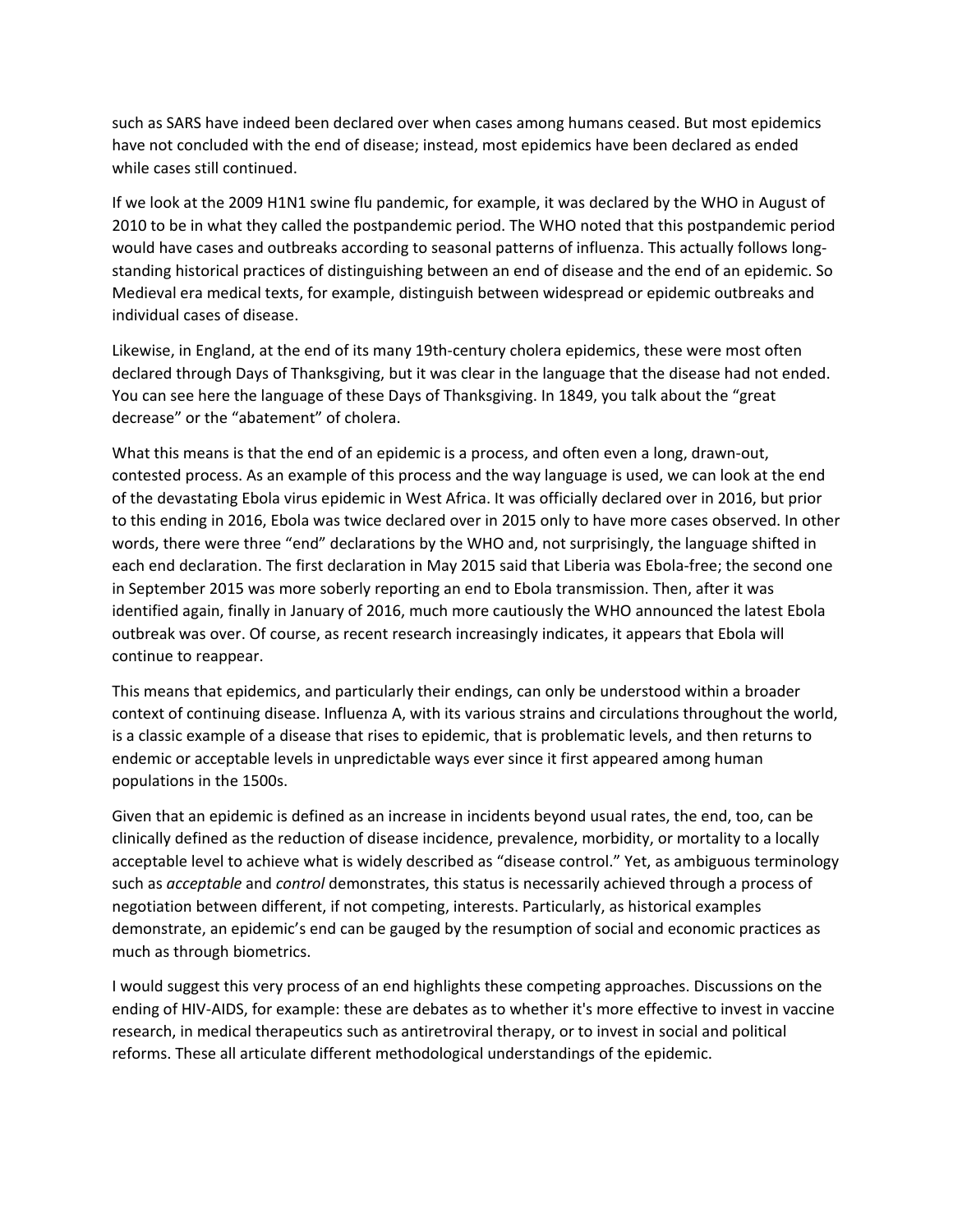such as SARS have indeed been declared over when cases among humans ceased. But most epidemics have not concluded with the end of disease; instead, most epidemics have been declared as ended while cases still continued.

If we look at the 2009 H1N1 swine flu pandemic, for example, it was declared by the WHO in August of 2010 to be in what they called the postpandemic period. The WHO noted that this postpandemic period would have cases and outbreaks according to seasonal patterns of influenza. This actually follows long-standing historical practices of distinguishing between an end of disease and the end of an epidemic. So Medieval era medical texts, for example, distinguish between widespread or epidemic outbreaks and individual cases of disease.

Likewise, in England, at the end of its many 19th-century cholera epidemics, these were most often declared through Days of Thanksgiving, but it was clear in the language that the disease had not ended. You can see here the language of these Days of Thanksgiving. In 1849, you talk about the "great decrease" or the "abatement" of cholera.

What this means is that the end of an epidemic is a process, and often even a long, drawn-out, contested process. As an example of this process and the way language is used, we can look at the end of the devastating Ebola virus epidemic in West Africa. It was officially declared over in 2016, but prior to this ending in 2016, Ebola was twice declared over in 2015 only to have more cases observed. In other words, there were three "end" declarations by the WHO and, not surprisingly, the language shifted in each end declaration. The first declaration in May 2015 said that Liberia was Ebola-free; the second one in September 2015 was more soberly reporting an end to Ebola transmission. Then, after it was identified again, finally in January of 2016, much more cautiously the WHO announced the latest Ebola outbreak was over. Of course, as recent research increasingly indicates, it appears that Ebola will continue to reappear.

This means that epidemics, and particularly their endings, can only be understood within a broader context of continuing disease. Influenza A, with its various strains and circulations throughout the world, is a classic example of a disease that rises to epidemic, that is problematic levels, and then returns to endemic or acceptable levels in unpredictable ways ever since it first appeared among human populations in the 1500s.

Given that an epidemic is defined as an increase in incidents beyond usual rates, the end, too, can be clinically defined as the reduction of disease incidence, prevalence, morbidity, or mortality to a locally acceptable level to achieve what is widely described as "disease control." Yet, as ambiguous terminology such as *acceptable* and *control* demonstrates, this status is necessarily achieved through a process of negotiation between different, if not competing, interests. Particularly, as historical examples demonstrate, an epidemic's end can be gauged by the resumption of social and economic practices as much as through biometrics.

I would suggest this very process of an end highlights these competing approaches. Discussions on the ending of HIV-AIDS, for example: these are debates as to whether it's more effective to invest in vaccine research, in medical therapeutics such as antiretroviral therapy, or to invest in social and political reforms. These all articulate different methodological understandings of the epidemic.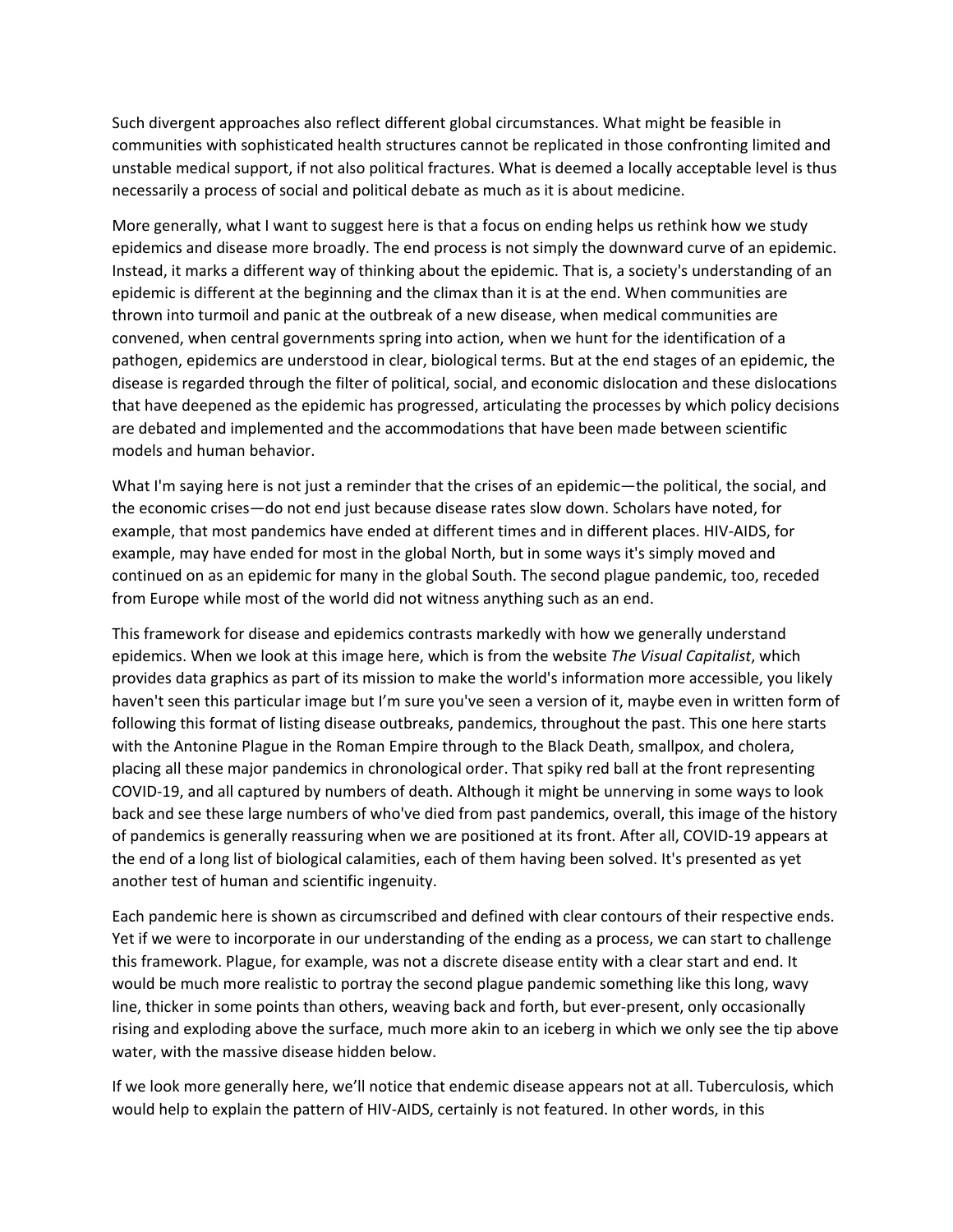Such divergent approaches also reflect different global circumstances. What might be feasible in communities with sophisticated health structures cannot be replicated in those confronting limited and unstable medical support, if not also political fractures. What is deemed a locally acceptable level is thus necessarily a process of social and political debate as much as it is about medicine.

More generally, what I want to suggest here is that a focus on ending helps us rethink how we study epidemics and disease more broadly. The end process is not simply the downward curve of an epidemic. Instead, it marks a different way of thinking about the epidemic. That is, a society's understanding of an epidemic is different at the beginning and the climax than it is at the end. When communities are thrown into turmoil and panic at the outbreak of a new disease, when medical communities are convened, when central governments spring into action, when we hunt for the identification of a pathogen, epidemics are understood in clear, biological terms. But at the end stages of an epidemic, the disease is regarded through the filter of political, social, and economic dislocation and these dislocations that have deepened as the epidemic has progressed, articulating the processes by which policy decisions are debated and implemented and the accommodations that have been made between scientific models and human behavior.

What I'm saying here is not just a reminder that the crises of an epidemic—the political, the social, and the economic crises—do not end just because disease rates slow down. Scholars have noted, for example, that most pandemics have ended at different times and in different places. HIV-AIDS, for example, may have ended for most in the global North, but in some ways it's simply moved and continued on as an epidemic for many in the global South. The second plague pandemic, too, receded from Europe while most of the world did not witness anything such as an end.

This framework for disease and epidemics contrasts markedly with how we generally understand epidemics. When we look at this image here, which is from the website *The Visual Capitalist*, which provides data graphics as part of its mission to make the world's information more accessible, you likely haven't seen this particular image but I'm sure you've seen a version of it, maybe even in written form of following this format of listing disease outbreaks, pandemics, throughout the past. This one here starts with the Antonine Plague in the Roman Empire through to the Black Death, smallpox, and cholera, placing all these major pandemics in chronological order. That spiky red ball at the front representing COVID-19, and all captured by numbers of death. Although it might be unnerving in some ways to look back and see these large numbers of who've died from past pandemics, overall, this image of the history of pandemics is generally reassuring when we are positioned at its front. After all, COVID-19 appears at the end of a long list of biological calamities, each of them having been solved. It's presented as yet another test of human and scientific ingenuity.

Each pandemic here is shown as circumscribed and defined with clear contours of their respective ends. Yet if we were to incorporate in our understanding of the ending as a process, we can start to challenge this framework. Plague, for example, was not a discrete disease entity with a clear start and end. It would be much more realistic to portray the second plague pandemic something like this long, wavy line, thicker in some points than others, weaving back and forth, but ever-present, only occasionally rising and exploding above the surface, much more akin to an iceberg in which we only see the tip above water, with the massive disease hidden below.

If we look more generally here, we'll notice that endemic disease appears not at all. Tuberculosis, which would help to explain the pattern of HIV-AIDS, certainly is not featured. In other words, in this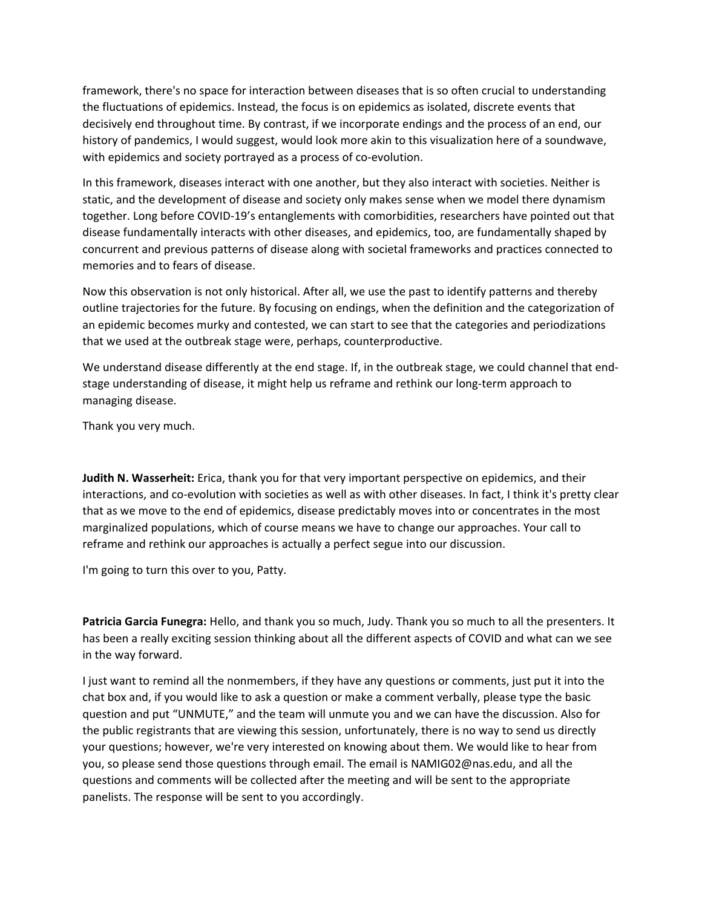framework, there's no space for interaction between diseases that is so often crucial to understanding the fluctuations of epidemics. Instead, the focus is on epidemics as isolated, discrete events that decisively end throughout time. By contrast, if we incorporate endings and the process of an end, our history of pandemics, I would suggest, would look more akin to this visualization here of a soundwave, with epidemics and society portrayed as a process of co-evolution.

In this framework, diseases interact with one another, but they also interact with societies. Neither is static, and the development of disease and society only makes sense when we model there dynamism together. Long before COVID-19's entanglements with comorbidities, researchers have pointed out that disease fundamentally interacts with other diseases, and epidemics, too, are fundamentally shaped by concurrent and previous patterns of disease along with societal frameworks and practices connected to memories and to fears of disease.

Now this observation is not only historical. After all, we use the past to identify patterns and thereby outline trajectories for the future. By focusing on endings, when the definition and the categorization of an epidemic becomes murky and contested, we can start to see that the categories and periodizations that we used at the outbreak stage were, perhaps, counterproductive.

We understand disease differently at the end stage. If, in the outbreak stage, we could channel that end-stage understanding of disease, it might help us reframe and rethink our long-term approach to managing disease.

Thank you very much.

**Judith N. Wasserheit:** Erica, thank you for that very important perspective on epidemics, and their interactions, and co-evolution with societies as well as with other diseases. In fact, I think it's pretty clear that as we move to the end of epidemics, disease predictably moves into or concentrates in the most marginalized populations, which of course means we have to change our approaches. Your call to reframe and rethink our approaches is actually a perfect segue into our discussion.

I'm going to turn this over to you, Patty.

**Patricia Garcia Funegra:** Hello, and thank you so much, Judy. Thank you so much to all the presenters. It has been a really exciting session thinking about all the different aspects of COVID and what can we see in the way forward.

I just want to remind all the nonmembers, if they have any questions or comments, just put it into the chat box and, if you would like to ask a question or make a comment verbally, please type the basic question and put "UNMUTE," and the team will unmute you and we can have the discussion. Also for the public registrants that are viewing this session, unfortunately, there is no way to send us directly your questions; however, we're very interested on knowing about them. We would like to hear from you, so please send those questions through email. The email is NAMIG02@nas.edu, and all the questions and comments will be collected after the meeting and will be sent to the appropriate panelists. The response will be sent to you accordingly.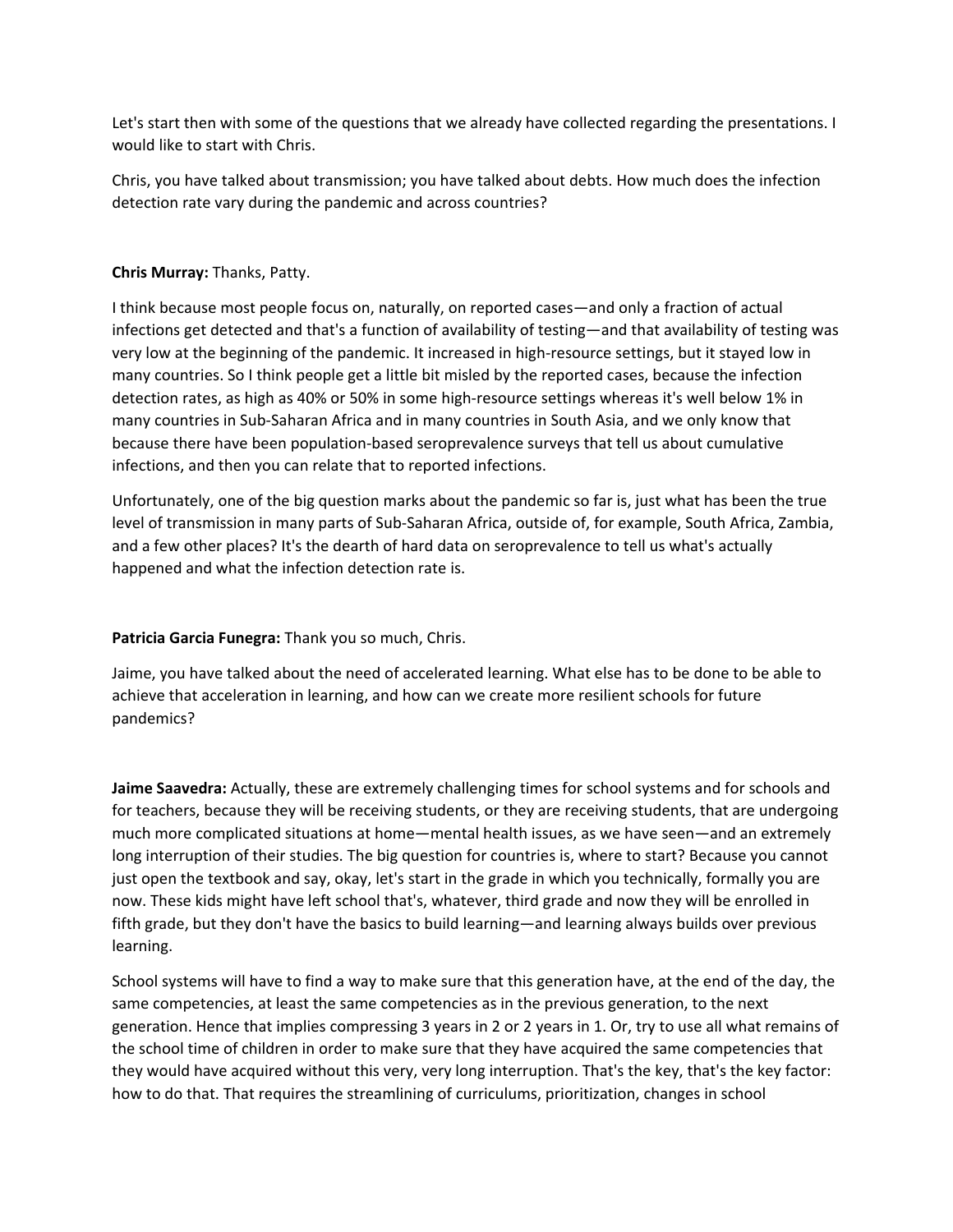Let's start then with some of the questions that we already have collected regarding the presentations. I would like to start with Chris.

Chris, you have talked about transmission; you have talked about debts. How much does the infection detection rate vary during the pandemic and across countries?

**Chris Murray:** Thanks, Patty.

I think because most people focus on, naturally, on reported cases—and only a fraction of actual infections get detected and that's a function of availability of testing—and that availability of testing was very low at the beginning of the pandemic. It increased in high-resource settings, but it stayed low in many countries. So I think people get a little bit misled by the reported cases, because the infection detection rates, as high as 40% or 50% in some high-resource settings whereas it's well below 1% in many countries in Sub-Saharan Africa and in many countries in South Asia, and we only know that because there have been population-based seroprevalence surveys that tell us about cumulative infections, and then you can relate that to reported infections.

Unfortunately, one of the big question marks about the pandemic so far is, just what has been the true level of transmission in many parts of Sub-Saharan Africa, outside of, for example, South Africa, Zambia, and a few other places? It's the dearth of hard data on seroprevalence to tell us what's actually happened and what the infection detection rate is.

**Patricia Garcia Funegra:** Thank you so much, Chris.

Jaime, you have talked about the need of accelerated learning. What else has to be done to be able to achieve that acceleration in learning, and how can we create more resilient schools for future pandemics?

**Jaime Saavedra:** Actually, these are extremely challenging times for school systems and for schools and for teachers, because they will be receiving students, or they are receiving students, that are undergoing much more complicated situations at home—mental health issues, as we have seen—and an extremely long interruption of their studies. The big question for countries is, where to start? Because you cannot just open the textbook and say, okay, let's start in the grade in which you technically, formally you are now. These kids might have left school that's, whatever, third grade and now they will be enrolled in fifth grade, but they don't have the basics to build learning—and learning always builds over previous learning.

School systems will have to find a way to make sure that this generation have, at the end of the day, the same competencies, at least the same competencies as in the previous generation, to the next generation. Hence that implies compressing 3 years in 2 or 2 years in 1. Or, try to use all what remains of the school time of children in order to make sure that they have acquired the same competencies that they would have acquired without this very, very long interruption. That's the key, that's the key factor: how to do that. That requires the streamlining of curriculums, prioritization, changes in school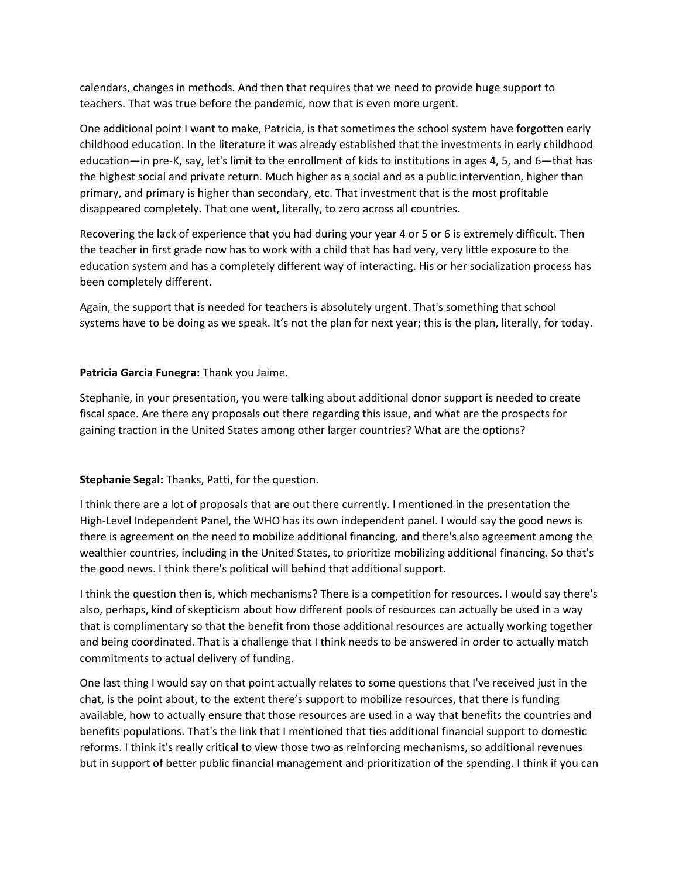calendars, changes in methods. And then that requires that we need to provide huge support to teachers. That was true before the pandemic, now that is even more urgent.

One additional point I want to make, Patricia, is that sometimes the school system have forgotten early childhood education. In the literature it was already established that the investments in early childhood education—in pre-K, say, let's limit to the enrollment of kids to institutions in ages 4, 5, and 6—that has the highest social and private return. Much higher as a social and as a public intervention, higher than primary, and primary is higher than secondary, etc. That investment that is the most profitable disappeared completely. That one went, literally, to zero across all countries.

Recovering the lack of experience that you had during your year 4 or 5 or 6 is extremely difficult. Then the teacher in first grade now has to work with a child that has had very, very little exposure to the education system and has a completely different way of interacting. His or her socialization process has been completely different.

Again, the support that is needed for teachers is absolutely urgent. That's something that school systems have to be doing as we speak. It's not the plan for next year; this is the plan, literally, for today.

**Patricia Garcia Funegra:** Thank you Jaime.

Stephanie, in your presentation, you were talking about additional donor support is needed to create fiscal space. Are there any proposals out there regarding this issue, and what are the prospects for gaining traction in the United States among other larger countries? What are the options?

**Stephanie Segal:** Thanks, Patti, for the question.

I think there are a lot of proposals that are out there currently. I mentioned in the presentation the High-Level Independent Panel, the WHO has its own independent panel. I would say the good news is there is agreement on the need to mobilize additional financing, and there's also agreement among the wealthier countries, including in the United States, to prioritize mobilizing additional financing. So that's the good news. I think there's political will behind that additional support.

I think the question then is, which mechanisms? There is a competition for resources. I would say there's also, perhaps, kind of skepticism about how different pools of resources can actually be used in a way that is complimentary so that the benefit from those additional resources are actually working together and being coordinated. That is a challenge that I think needs to be answered in order to actually match commitments to actual delivery of funding.

One last thing I would say on that point actually relates to some questions that I've received just in the chat, is the point about, to the extent there's support to mobilize resources, that there is funding available, how to actually ensure that those resources are used in a way that benefits the countries and benefits populations. That's the link that I mentioned that ties additional financial support to domestic reforms. I think it's really critical to view those two as reinforcing mechanisms, so additional revenues but in support of better public financial management and prioritization of the spending. I think if you can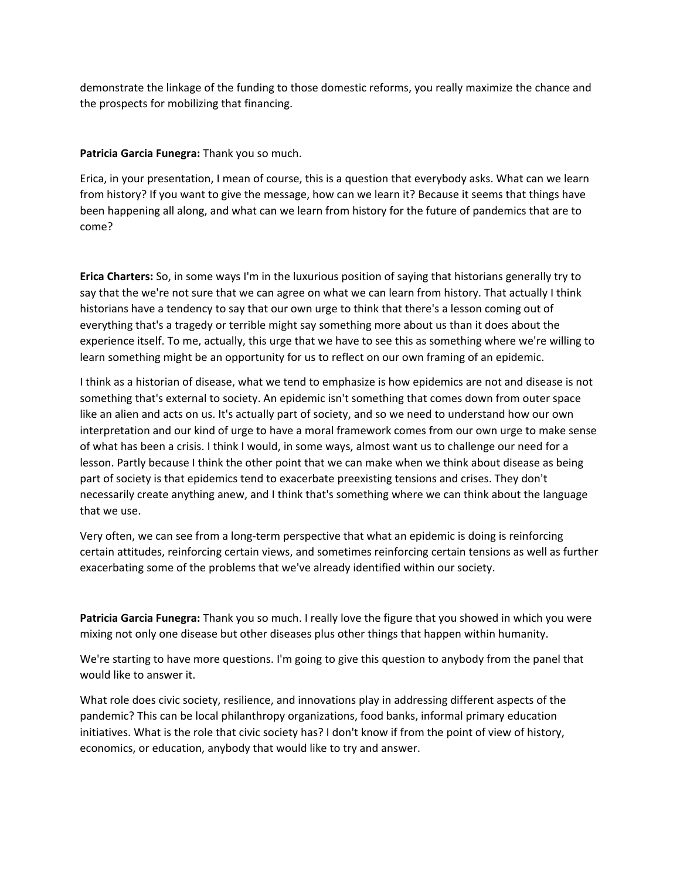demonstrate the linkage of the funding to those domestic reforms, you really maximize the chance and the prospects for mobilizing that financing.

**Patricia Garcia Funegra:** Thank you so much.

Erica, in your presentation, I mean of course, this is a question that everybody asks. What can we learn from history? If you want to give the message, how can we learn it? Because it seems that things have been happening all along, and what can we learn from history for the future of pandemics that are to come?

**Erica Charters:** So, in some ways I'm in the luxurious position of saying that historians generally try to say that the we're not sure that we can agree on what we can learn from history. That actually I think historians have a tendency to say that our own urge to think that there's a lesson coming out of everything that's a tragedy or terrible might say something more about us than it does about the experience itself. To me, actually, this urge that we have to see this as something where we're willing to learn something might be an opportunity for us to reflect on our own framing of an epidemic.

I think as a historian of disease, what we tend to emphasize is how epidemics are not and disease is not something that's external to society. An epidemic isn't something that comes down from outer space like an alien and acts on us. It's actually part of society, and so we need to understand how our own interpretation and our kind of urge to have a moral framework comes from our own urge to make sense of what has been a crisis. I think I would, in some ways, almost want us to challenge our need for a lesson. Partly because I think the other point that we can make when we think about disease as being part of society is that epidemics tend to exacerbate preexisting tensions and crises. They don't necessarily create anything anew, and I think that's something where we can think about the language that we use.

Very often, we can see from a long-term perspective that what an epidemic is doing is reinforcing certain attitudes, reinforcing certain views, and sometimes reinforcing certain tensions as well as further exacerbating some of the problems that we've already identified within our society.

**Patricia Garcia Funegra:** Thank you so much. I really love the figure that you showed in which you were mixing not only one disease but other diseases plus other things that happen within humanity.

We're starting to have more questions. I'm going to give this question to anybody from the panel that would like to answer it.

What role does civic society, resilience, and innovations play in addressing different aspects of the pandemic? This can be local philanthropy organizations, food banks, informal primary education initiatives. What is the role that civic society has? I don't know if from the point of view of history, economics, or education, anybody that would like to try and answer.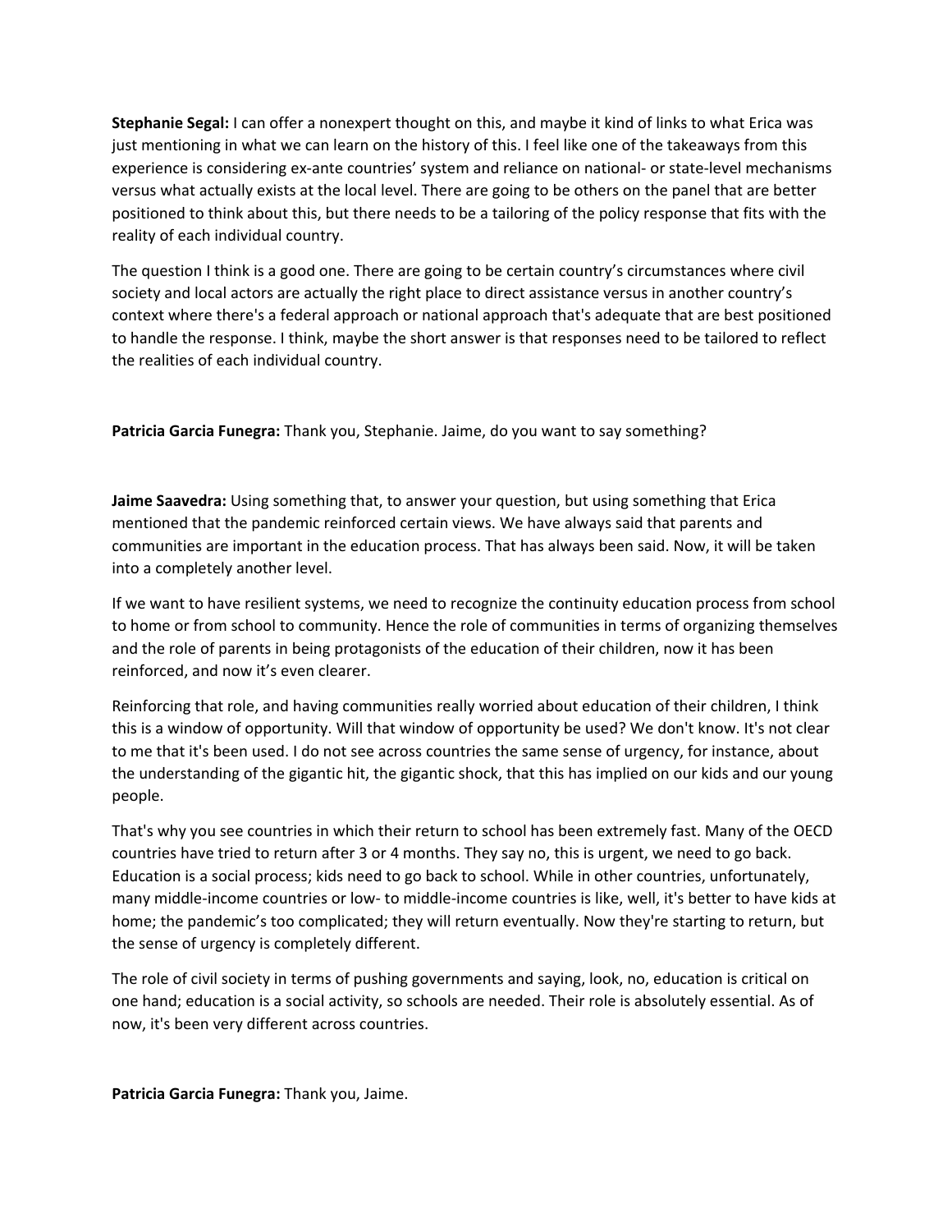**Stephanie Segal:** I can offer a nonexpert thought on this, and maybe it kind of links to what Erica was just mentioning in what we can learn on the history of this. I feel like one of the takeaways from this experience is considering ex-ante countries' system and reliance on national- or state-level mechanisms versus what actually exists at the local level. There are going to be others on the panel that are better positioned to think about this, but there needs to be a tailoring of the policy response that fits with the reality of each individual country.

The question I think is a good one. There are going to be certain country's circumstances where civil society and local actors are actually the right place to direct assistance versus in another country's context where there's a federal approach or national approach that's adequate that are best positioned to handle the response. I think, maybe the short answer is that responses need to be tailored to reflect the realities of each individual country.

**Patricia Garcia Funegra:** Thank you, Stephanie. Jaime, do you want to say something?

**Jaime Saavedra:** Using something that, to answer your question, but using something that Erica mentioned that the pandemic reinforced certain views. We have always said that parents and communities are important in the education process. That has always been said. Now, it will be taken into a completely another level.

If we want to have resilient systems, we need to recognize the continuity education process from school to home or from school to community. Hence the role of communities in terms of organizing themselves and the role of parents in being protagonists of the education of their children, now it has been reinforced, and now it's even clearer.

Reinforcing that role, and having communities really worried about education of their children, I think this is a window of opportunity. Will that window of opportunity be used? We don't know. It's not clear to me that it's been used. I do not see across countries the same sense of urgency, for instance, about the understanding of the gigantic hit, the gigantic shock, that this has implied on our kids and our young people.

That's why you see countries in which their return to school has been extremely fast. Many of the OECD countries have tried to return after 3 or 4 months. They say no, this is urgent, we need to go back. Education is a social process; kids need to go back to school. While in other countries, unfortunately, many middle-income countries or low- to middle-income countries is like, well, it's better to have kids at home; the pandemic's too complicated; they will return eventually. Now they're starting to return, but the sense of urgency is completely different.

The role of civil society in terms of pushing governments and saying, look, no, education is critical on one hand; education is a social activity, so schools are needed. Their role is absolutely essential. As of now, it's been very different across countries.

**Patricia Garcia Funegra:** Thank you, Jaime.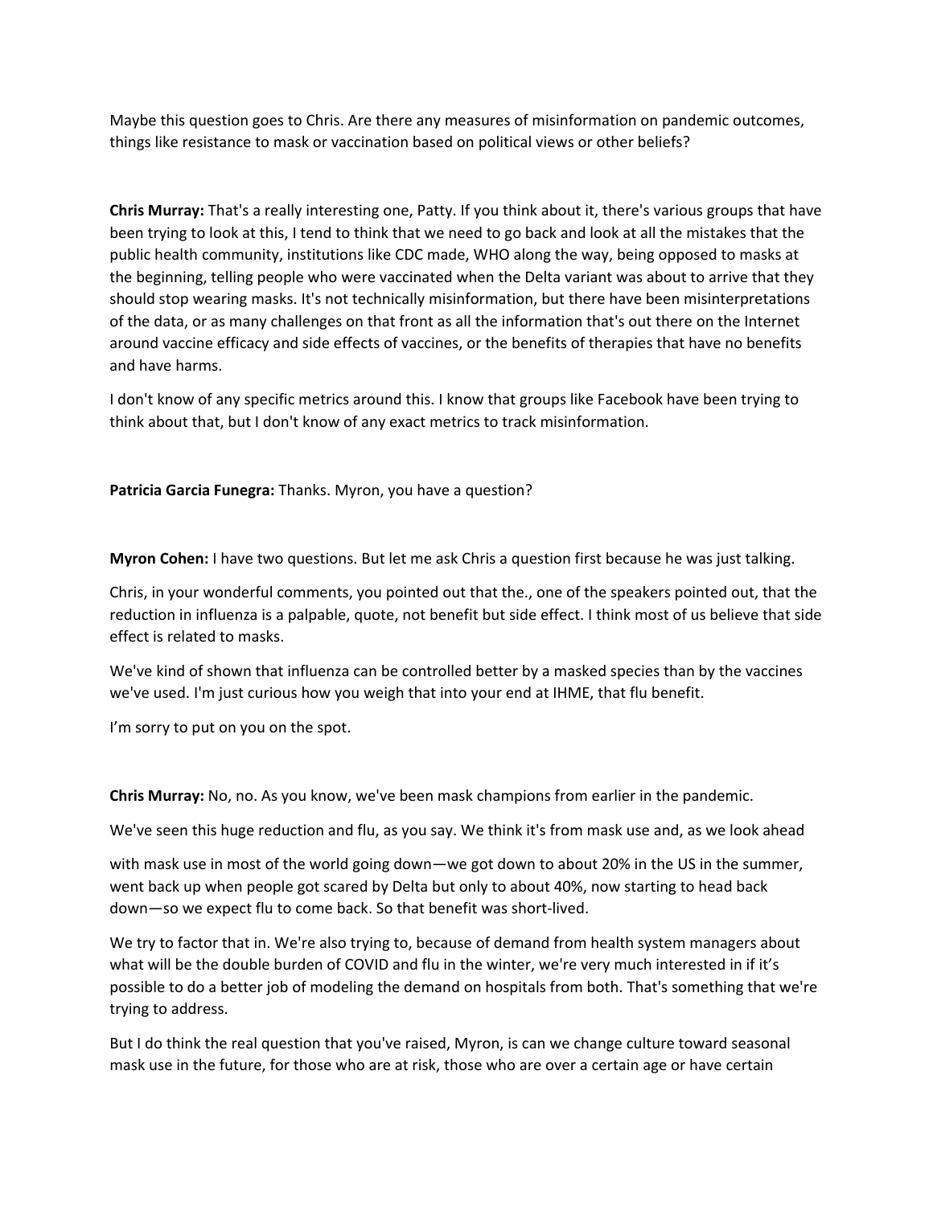Maybe this question goes to Chris. Are there any measures of misinformation on pandemic outcomes, things like resistance to mask or vaccination based on political views or other beliefs?

**Chris Murray:** That's a really interesting one, Patty. If you think about it, there's various groups that have been trying to look at this, I tend to think that we need to go back and look at all the mistakes that the public health community, institutions like CDC made, WHO along the way, being opposed to masks at the beginning, telling people who were vaccinated when the Delta variant was about to arrive that they should stop wearing masks. It's not technically misinformation, but there have been misinterpretations of the data, or as many challenges on that front as all the information that's out there on the Internet around vaccine efficacy and side effects of vaccines, or the benefits of therapies that have no benefits and have harms.

I don't know of any specific metrics around this. I know that groups like Facebook have been trying to think about that, but I don't know of any exact metrics to track misinformation.

**Patricia Garcia Funegra:** Thanks. Myron, you have a question?

**Myron Cohen:** I have two questions. But let me ask Chris a question first because he was just talking.

Chris, in your wonderful comments, you pointed out that the., one of the speakers pointed out, that the reduction in influenza is a palpable, quote, not benefit but side effect. I think most of us believe that side effect is related to masks.

We've kind of shown that influenza can be controlled better by a masked species than by the vaccines we've used. I'm just curious how you weigh that into your end at IHME, that flu benefit.

I'm sorry to put on you on the spot.

**Chris Murray:** No, no. As you know, we've been mask champions from earlier in the pandemic.

We've seen this huge reduction and flu, as you say. We think it's from mask use and, as we look ahead

with mask use in most of the world going down—we got down to about 20% in the US in the summer, went back up when people got scared by Delta but only to about 40%, now starting to head back down—so we expect flu to come back. So that benefit was short-lived.

We try to factor that in. We're also trying to, because of demand from health system managers about what will be the double burden of COVID and flu in the winter, we're very much interested in if it's possible to do a better job of modeling the demand on hospitals from both. That's something that we're trying to address.

But I do think the real question that you've raised, Myron, is can we change culture toward seasonal mask use in the future, for those who are at risk, those who are over a certain age or have certain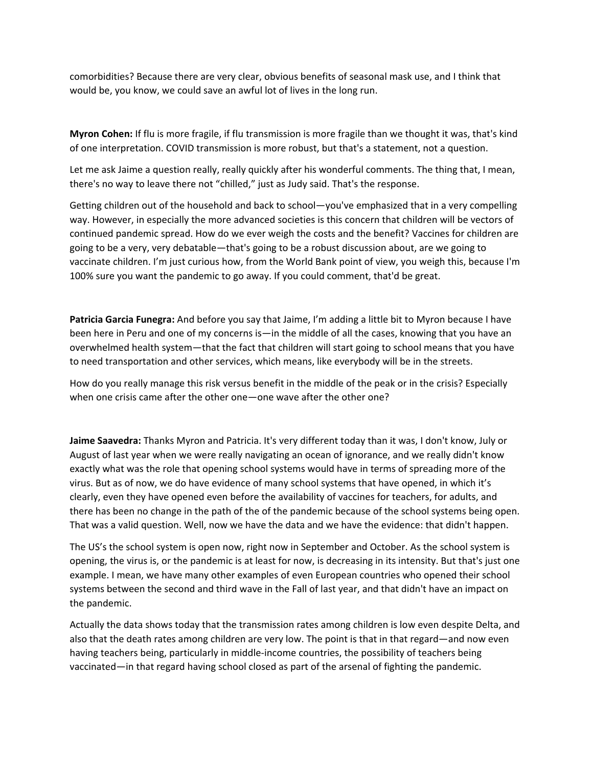comorbidities? Because there are very clear, obvious benefits of seasonal mask use, and I think that would be, you know, we could save an awful lot of lives in the long run.

**Myron Cohen:** If flu is more fragile, if flu transmission is more fragile than we thought it was, that's kind of one interpretation. COVID transmission is more robust, but that's a statement, not a question.

Let me ask Jaime a question really, really quickly after his wonderful comments. The thing that, I mean, there's no way to leave there not "chilled," just as Judy said. That's the response.

Getting children out of the household and back to school—you've emphasized that in a very compelling way. However, in especially the more advanced societies is this concern that children will be vectors of continued pandemic spread. How do we ever weigh the costs and the benefit? Vaccines for children are going to be a very, very debatable—that's going to be a robust discussion about, are we going to vaccinate children. I'm just curious how, from the World Bank point of view, you weigh this, because I'm 100% sure you want the pandemic to go away. If you could comment, that'd be great.

**Patricia Garcia Funegra:** And before you say that Jaime, I'm adding a little bit to Myron because I have been here in Peru and one of my concerns is—in the middle of all the cases, knowing that you have an overwhelmed health system—that the fact that children will start going to school means that you have to need transportation and other services, which means, like everybody will be in the streets.

How do you really manage this risk versus benefit in the middle of the peak or in the crisis? Especially when one crisis came after the other one—one wave after the other one?

**Jaime Saavedra:** Thanks Myron and Patricia. It's very different today than it was, I don't know, July or August of last year when we were really navigating an ocean of ignorance, and we really didn't know exactly what was the role that opening school systems would have in terms of spreading more of the virus. But as of now, we do have evidence of many school systems that have opened, in which it's clearly, even they have opened even before the availability of vaccines for teachers, for adults, and there has been no change in the path of the of the pandemic because of the school systems being open. That was a valid question. Well, now we have the data and we have the evidence: that didn't happen.

The US's the school system is open now, right now in September and October. As the school system is opening, the virus is, or the pandemic is at least for now, is decreasing in its intensity. But that's just one example. I mean, we have many other examples of even European countries who opened their school systems between the second and third wave in the Fall of last year, and that didn't have an impact on the pandemic.

Actually the data shows today that the transmission rates among children is low even despite Delta, and also that the death rates among children are very low. The point is that in that regard—and now even having teachers being, particularly in middle-income countries, the possibility of teachers being vaccinated—in that regard having school closed as part of the arsenal of fighting the pandemic.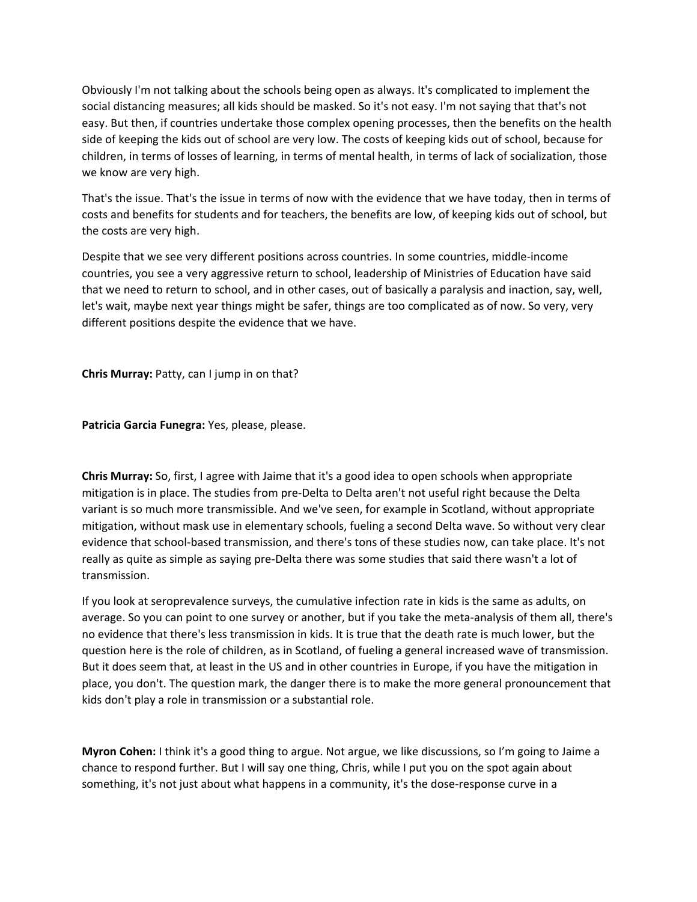Obviously I'm not talking about the schools being open as always. It's complicated to implement the social distancing measures; all kids should be masked. So it's not easy. I'm not saying that that's not easy. But then, if countries undertake those complex opening processes, then the benefits on the health side of keeping the kids out of school are very low. The costs of keeping kids out of school, because for children, in terms of losses of learning, in terms of mental health, in terms of lack of socialization, those we know are very high.

That's the issue. That's the issue in terms of now with the evidence that we have today, then in terms of costs and benefits for students and for teachers, the benefits are low, of keeping kids out of school, but the costs are very high.

Despite that we see very different positions across countries. In some countries, middle-income countries, you see a very aggressive return to school, leadership of Ministries of Education have said that we need to return to school, and in other cases, out of basically a paralysis and inaction, say, well, let's wait, maybe next year things might be safer, things are too complicated as of now. So very, very different positions despite the evidence that we have.

**Chris Murray:** Patty, can I jump in on that?

**Patricia Garcia Funegra:** Yes, please, please.

**Chris Murray:** So, first, I agree with Jaime that it's a good idea to open schools when appropriate mitigation is in place. The studies from pre-Delta to Delta aren't not useful right because the Delta variant is so much more transmissible. And we've seen, for example in Scotland, without appropriate mitigation, without mask use in elementary schools, fueling a second Delta wave. So without very clear evidence that school-based transmission, and there's tons of these studies now, can take place. It's not really as quite as simple as saying pre-Delta there was some studies that said there wasn't a lot of transmission.

If you look at seroprevalence surveys, the cumulative infection rate in kids is the same as adults, on average. So you can point to one survey or another, but if you take the meta-analysis of them all, there's no evidence that there's less transmission in kids. It is true that the death rate is much lower, but the question here is the role of children, as in Scotland, of fueling a general increased wave of transmission. But it does seem that, at least in the US and in other countries in Europe, if you have the mitigation in place, you don't. The question mark, the danger there is to make the more general pronouncement that kids don't play a role in transmission or a substantial role.

**Myron Cohen:** I think it's a good thing to argue. Not argue, we like discussions, so I'm going to Jaime a chance to respond further. But I will say one thing, Chris, while I put you on the spot again about something, it's not just about what happens in a community, it's the dose-response curve in a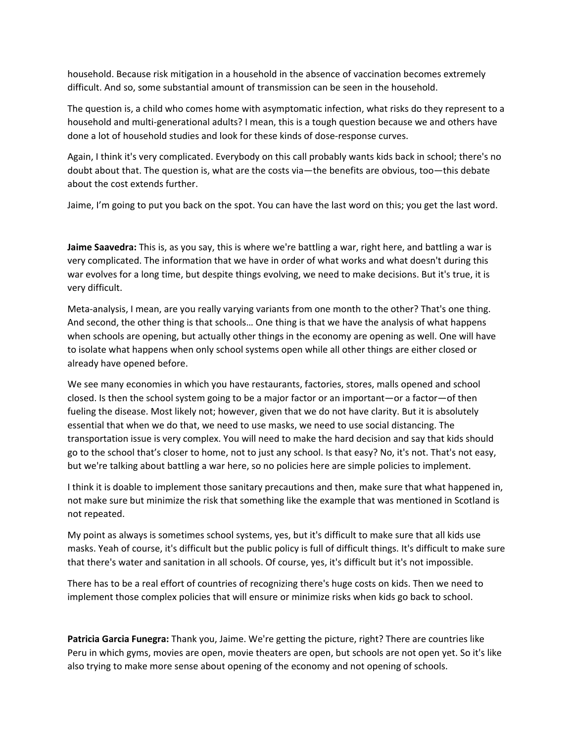household. Because risk mitigation in a household in the absence of vaccination becomes extremely difficult. And so, some substantial amount of transmission can be seen in the household.

The question is, a child who comes home with asymptomatic infection, what risks do they represent to a household and multi-generational adults? I mean, this is a tough question because we and others have done a lot of household studies and look for these kinds of dose-response curves.

Again, I think it's very complicated. Everybody on this call probably wants kids back in school; there's no doubt about that. The question is, what are the costs via—the benefits are obvious, too—this debate about the cost extends further.

Jaime, I'm going to put you back on the spot. You can have the last word on this; you get the last word.

**Jaime Saavedra:** This is, as you say, this is where we're battling a war, right here, and battling a war is very complicated. The information that we have in order of what works and what doesn't during this war evolves for a long time, but despite things evolving, we need to make decisions. But it's true, it is very difficult.

Meta-analysis, I mean, are you really varying variants from one month to the other? That's one thing. And second, the other thing is that schools… One thing is that we have the analysis of what happens when schools are opening, but actually other things in the economy are opening as well. One will have to isolate what happens when only school systems open while all other things are either closed or already have opened before.

We see many economies in which you have restaurants, factories, stores, malls opened and school closed. Is then the school system going to be a major factor or an important—or a factor—of then fueling the disease. Most likely not; however, given that we do not have clarity. But it is absolutely essential that when we do that, we need to use masks, we need to use social distancing. The transportation issue is very complex. You will need to make the hard decision and say that kids should go to the school that's closer to home, not to just any school. Is that easy? No, it's not. That's not easy, but we're talking about battling a war here, so no policies here are simple policies to implement.

I think it is doable to implement those sanitary precautions and then, make sure that what happened in, not make sure but minimize the risk that something like the example that was mentioned in Scotland is not repeated.

My point as always is sometimes school systems, yes, but it's difficult to make sure that all kids use masks. Yeah of course, it's difficult but the public policy is full of difficult things. It's difficult to make sure that there's water and sanitation in all schools. Of course, yes, it's difficult but it's not impossible.

There has to be a real effort of countries of recognizing there's huge costs on kids. Then we need to implement those complex policies that will ensure or minimize risks when kids go back to school.

**Patricia Garcia Funegra:** Thank you, Jaime. We're getting the picture, right? There are countries like Peru in which gyms, movies are open, movie theaters are open, but schools are not open yet. So it's like also trying to make more sense about opening of the economy and not opening of schools.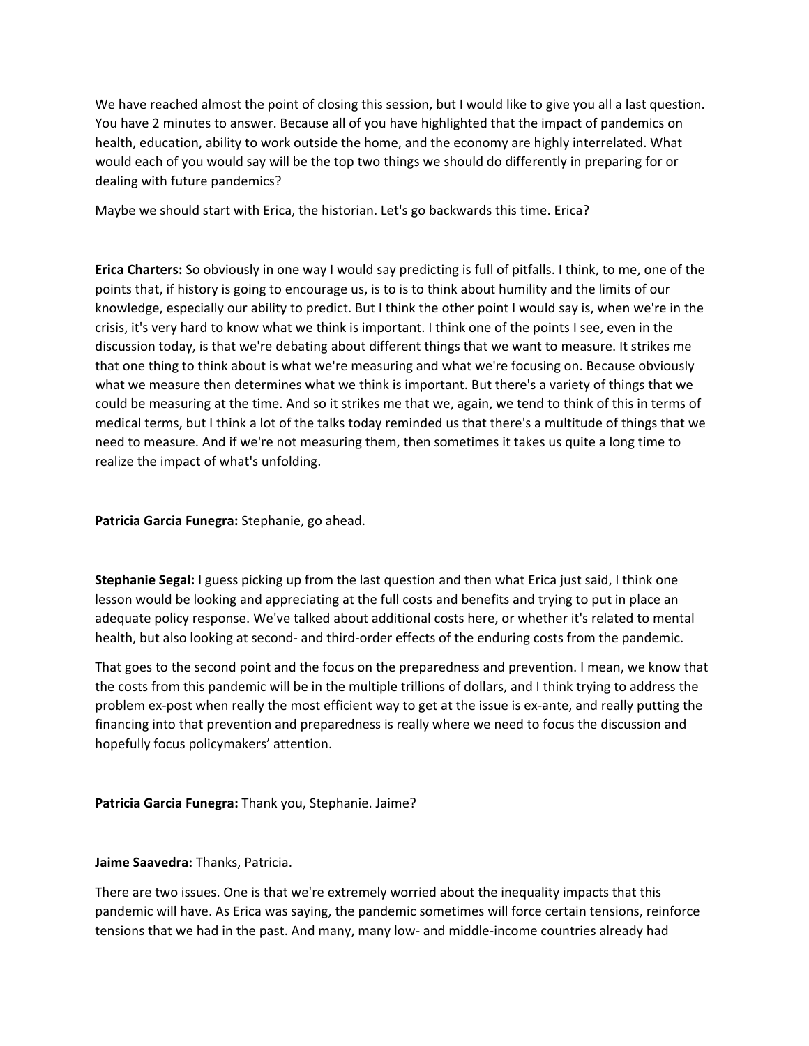We have reached almost the point of closing this session, but I would like to give you all a last question. You have 2 minutes to answer. Because all of you have highlighted that the impact of pandemics on health, education, ability to work outside the home, and the economy are highly interrelated. What would each of you would say will be the top two things we should do differently in preparing for or dealing with future pandemics?

Maybe we should start with Erica, the historian. Let's go backwards this time. Erica?

**Erica Charters:** So obviously in one way I would say predicting is full of pitfalls. I think, to me, one of the points that, if history is going to encourage us, is to is to think about humility and the limits of our knowledge, especially our ability to predict. But I think the other point I would say is, when we're in the crisis, it's very hard to know what we think is important. I think one of the points I see, even in the discussion today, is that we're debating about different things that we want to measure. It strikes me that one thing to think about is what we're measuring and what we're focusing on. Because obviously what we measure then determines what we think is important. But there's a variety of things that we could be measuring at the time. And so it strikes me that we, again, we tend to think of this in terms of medical terms, but I think a lot of the talks today reminded us that there's a multitude of things that we need to measure. And if we're not measuring them, then sometimes it takes us quite a long time to realize the impact of what's unfolding.

**Patricia Garcia Funegra:** Stephanie, go ahead.

**Stephanie Segal:** I guess picking up from the last question and then what Erica just said, I think one lesson would be looking and appreciating at the full costs and benefits and trying to put in place an adequate policy response. We've talked about additional costs here, or whether it's related to mental health, but also looking at second- and third-order effects of the enduring costs from the pandemic.

That goes to the second point and the focus on the preparedness and prevention. I mean, we know that the costs from this pandemic will be in the multiple trillions of dollars, and I think trying to address the problem ex-post when really the most efficient way to get at the issue is ex-ante, and really putting the financing into that prevention and preparedness is really where we need to focus the discussion and hopefully focus policymakers' attention.

**Patricia Garcia Funegra:** Thank you, Stephanie. Jaime?

**Jaime Saavedra:** Thanks, Patricia.

There are two issues. One is that we're extremely worried about the inequality impacts that this pandemic will have. As Erica was saying, the pandemic sometimes will force certain tensions, reinforce tensions that we had in the past. And many, many low- and middle-income countries already had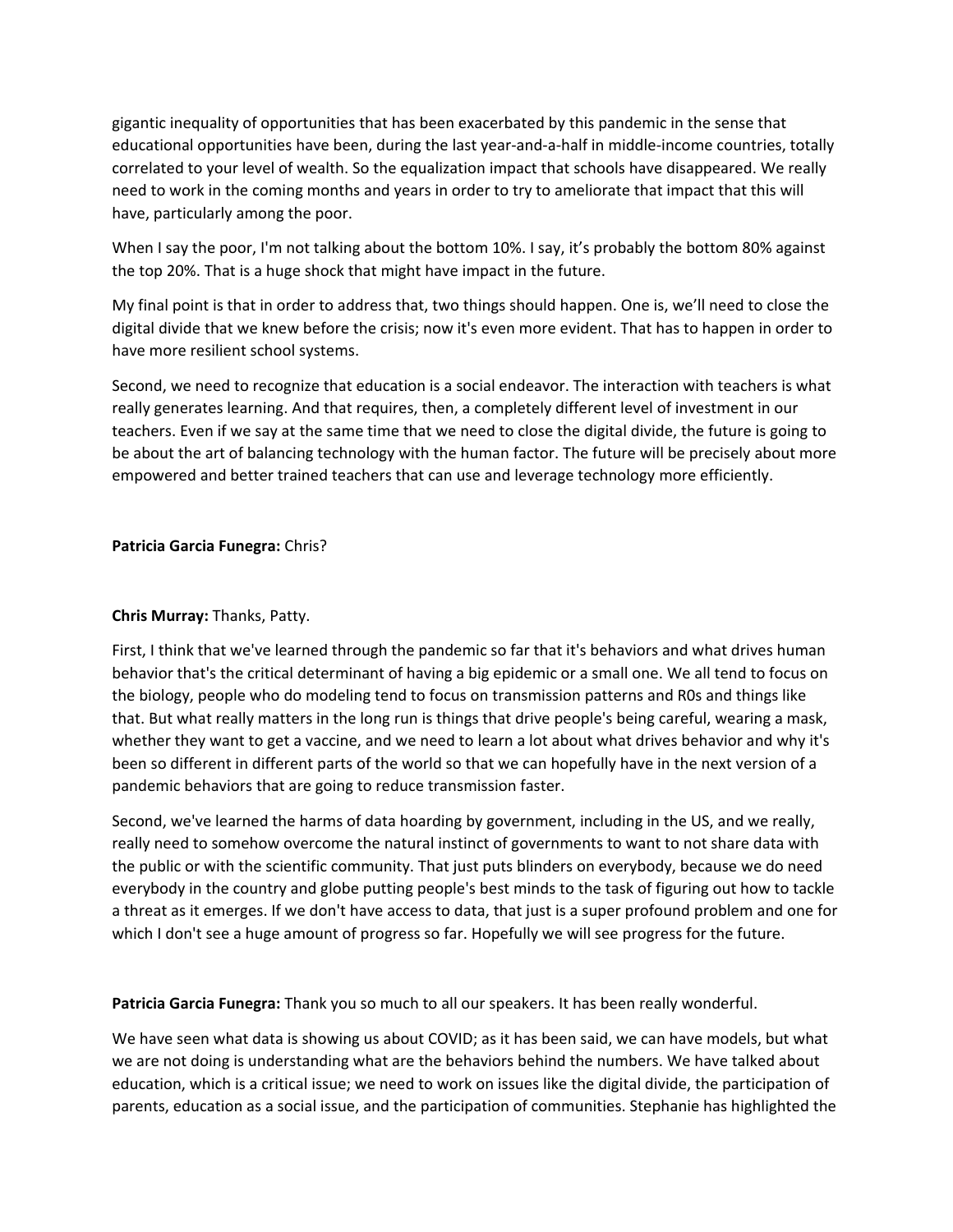gigantic inequality of opportunities that has been exacerbated by this pandemic in the sense that educational opportunities have been, during the last year-and-a-half in middle-income countries, totally correlated to your level of wealth. So the equalization impact that schools have disappeared. We really need to work in the coming months and years in order to try to ameliorate that impact that this will have, particularly among the poor.

When I say the poor, I'm not talking about the bottom 10%. I say, it's probably the bottom 80% against the top 20%. That is a huge shock that might have impact in the future.

My final point is that in order to address that, two things should happen. One is, we'll need to close the digital divide that we knew before the crisis; now it's even more evident. That has to happen in order to have more resilient school systems.

Second, we need to recognize that education is a social endeavor. The interaction with teachers is what really generates learning. And that requires, then, a completely different level of investment in our teachers. Even if we say at the same time that we need to close the digital divide, the future is going to be about the art of balancing technology with the human factor. The future will be precisely about more empowered and better trained teachers that can use and leverage technology more efficiently.

**Patricia Garcia Funegra:** Chris?

**Chris Murray:** Thanks, Patty.

First, I think that we've learned through the pandemic so far that it's behaviors and what drives human behavior that's the critical determinant of having a big epidemic or a small one. We all tend to focus on the biology, people who do modeling tend to focus on transmission patterns and R0s and things like that. But what really matters in the long run is things that drive people's being careful, wearing a mask, whether they want to get a vaccine, and we need to learn a lot about what drives behavior and why it's been so different in different parts of the world so that we can hopefully have in the next version of a pandemic behaviors that are going to reduce transmission faster.

Second, we've learned the harms of data hoarding by government, including in the US, and we really, really need to somehow overcome the natural instinct of governments to want to not share data with the public or with the scientific community. That just puts blinders on everybody, because we do need everybody in the country and globe putting people's best minds to the task of figuring out how to tackle a threat as it emerges. If we don't have access to data, that just is a super profound problem and one for which I don't see a huge amount of progress so far. Hopefully we will see progress for the future.

**Patricia Garcia Funegra:** Thank you so much to all our speakers. It has been really wonderful.

We have seen what data is showing us about COVID; as it has been said, we can have models, but what we are not doing is understanding what are the behaviors behind the numbers. We have talked about education, which is a critical issue; we need to work on issues like the digital divide, the participation of parents, education as a social issue, and the participation of communities. Stephanie has highlighted the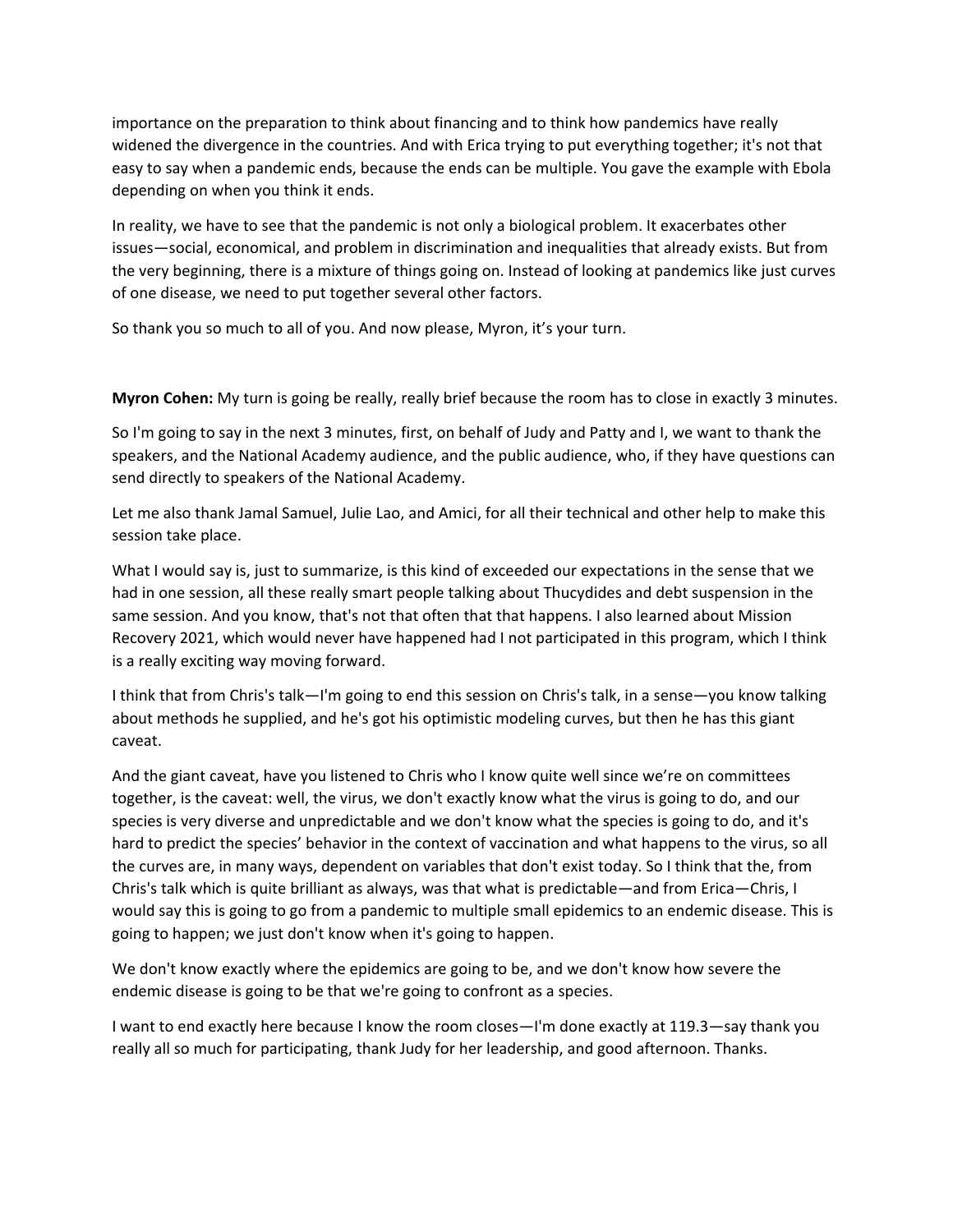importance on the preparation to think about financing and to think how pandemics have really widened the divergence in the countries. And with Erica trying to put everything together; it's not that easy to say when a pandemic ends, because the ends can be multiple. You gave the example with Ebola depending on when you think it ends.

In reality, we have to see that the pandemic is not only a biological problem. It exacerbates other issues—social, economical, and problem in discrimination and inequalities that already exists. But from the very beginning, there is a mixture of things going on. Instead of looking at pandemics like just curves of one disease, we need to put together several other factors.

So thank you so much to all of you. And now please, Myron, it's your turn.

**Myron Cohen:** My turn is going be really, really brief because the room has to close in exactly 3 minutes.

So I'm going to say in the next 3 minutes, first, on behalf of Judy and Patty and I, we want to thank the speakers, and the National Academy audience, and the public audience, who, if they have questions can send directly to speakers of the National Academy.

Let me also thank Jamal Samuel, Julie Lao, and Amici, for all their technical and other help to make this session take place.

What I would say is, just to summarize, is this kind of exceeded our expectations in the sense that we had in one session, all these really smart people talking about Thucydides and debt suspension in the same session. And you know, that's not that often that that happens. I also learned about Mission Recovery 2021, which would never have happened had I not participated in this program, which I think is a really exciting way moving forward.

I think that from Chris's talk—I'm going to end this session on Chris's talk, in a sense—you know talking about methods he supplied, and he's got his optimistic modeling curves, but then he has this giant caveat.

And the giant caveat, have you listened to Chris who I know quite well since we're on committees together, is the caveat: well, the virus, we don't exactly know what the virus is going to do, and our species is very diverse and unpredictable and we don't know what the species is going to do, and it's hard to predict the species' behavior in the context of vaccination and what happens to the virus, so all the curves are, in many ways, dependent on variables that don't exist today. So I think that the, from Chris's talk which is quite brilliant as always, was that what is predictable—and from Erica—Chris, I would say this is going to go from a pandemic to multiple small epidemics to an endemic disease. This is going to happen; we just don't know when it's going to happen.

We don't know exactly where the epidemics are going to be, and we don't know how severe the endemic disease is going to be that we're going to confront as a species.

I want to end exactly here because I know the room closes—I'm done exactly at 119.3—say thank you really all so much for participating, thank Judy for her leadership, and good afternoon. Thanks.